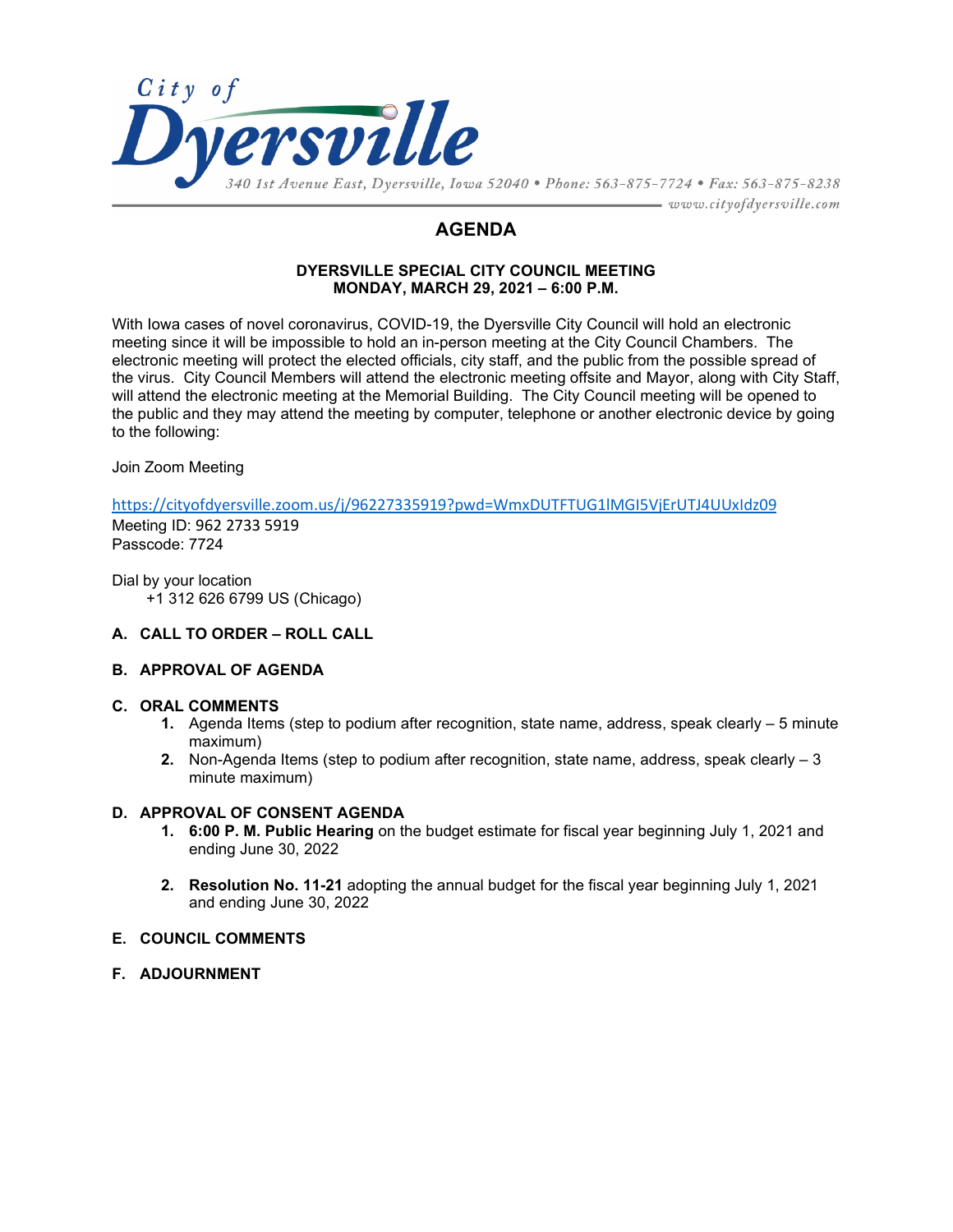City of Dyersville

340 1st Avenue East, Dyersville, Iowa 52040 • Phone: 563-875-7724 • Fax: 563-875-8238

www.cityofdyersville.com

# AGENDA

**DYERSVILLE SPECIAL CITY COUNCIL MEETING**
**MONDAY, MARCH 29, 2021 – 6:00 P.M.**

With Iowa cases of novel coronavirus, COVID-19, the Dyersville City Council will hold an electronic meeting since it will be impossible to hold an in-person meeting at the City Council Chambers. The electronic meeting will protect the elected officials, city staff, and the public from the possible spread of the virus. City Council Members will attend the electronic meeting offsite and Mayor, along with City Staff, will attend the electronic meeting at the Memorial Building. The City Council meeting will be opened to the public and they may attend the meeting by computer, telephone or another electronic device by going to the following:

Join Zoom Meeting

https://cityofdyersville.zoom.us/j/96227335919?pwd=WmxDUTFTUG1lMGI5VjErUTJ4UUxIdz09
Meeting ID: 962 2733 5919
Passcode: 7724

Dial by your location
+1 312 626 6799 US (Chicago)

**A. CALL TO ORDER – ROLL CALL**

**B. APPROVAL OF AGENDA**

**C. ORAL COMMENTS**

1. Agenda Items (step to podium after recognition, state name, address, speak clearly – 5 minute maximum)
2. Non-Agenda Items (step to podium after recognition, state name, address, speak clearly – 3 minute maximum)

**D. APPROVAL OF CONSENT AGENDA**

1. **6:00 P. M. Public Hearing** on the budget estimate for fiscal year beginning July 1, 2021 and ending June 30, 2022

2. **Resolution No. 11-21** adopting the annual budget for the fiscal year beginning July 1, 2021 and ending June 30, 2022

**E. COUNCIL COMMENTS**

**F. ADJOURNMENT**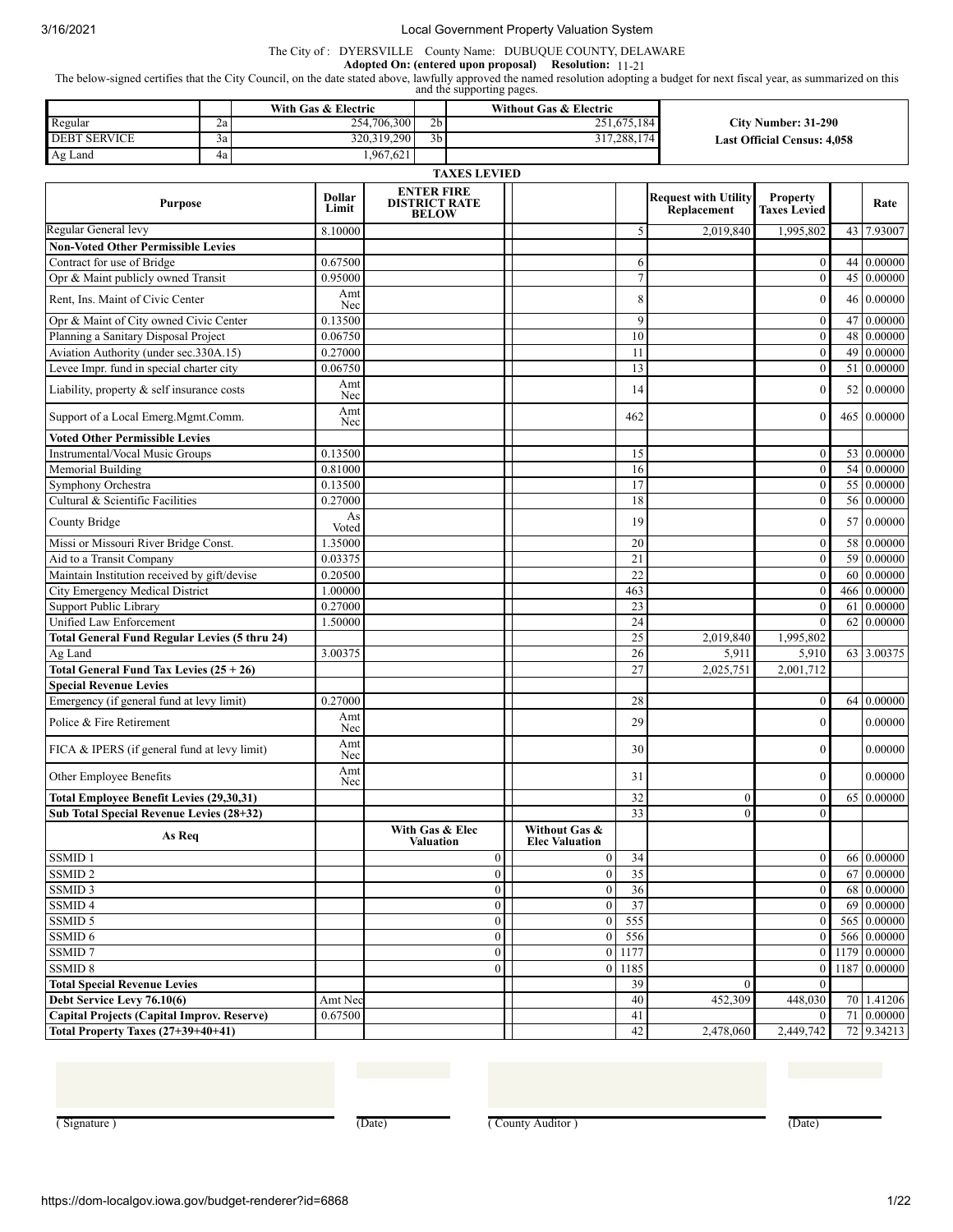The City of : DYERSVILLE County Name: DUBUQUE COUNTY, DELAWARE

**Adopted On: (entered upon proposal) Resolution:** 11-21

The below-signed certifies that the City Council, on the date stated above, lawfully approved the named resolution adopting a budget for next fiscal year, as summarized on this and the supporting pages.

| | | With Gas & Electric | | Without Gas & Electric | |
|---|---|---|---|---|---|
| Regular | 2a | 254,706,300 | 2b | 251,675,184 | **City Number: 31-290** |
| DEBT SERVICE | 3a | 320,319,290 | 3b | 317,288,174 | **Last Official Census: 4,058** |
| Ag Land | 4a | 1,967,621 | | | |

**TAXES LEVIED**

| Purpose | Dollar Limit | ENTER FIRE DISTRICT RATE BELOW | | | Request with Utility Replacement | Property Taxes Levied | | Rate |
|---|---|---|---|---|---|---|---|---|
| Regular General levy | 8.10000 | | | 5 | 2,019,840 | 1,995,802 | 43 | 7.93007 |
| **Non-Voted Other Permissible Levies** | | | | | | | | |
| Contract for use of Bridge | 0.67500 | | | 6 | | 0 | 44 | 0.00000 |
| Opr & Maint publicly owned Transit | 0.95000 | | | 7 | | 0 | 45 | 0.00000 |
| Rent, Ins. Maint of Civic Center | Amt Nec | | | 8 | | 0 | 46 | 0.00000 |
| Opr & Maint of City owned Civic Center | 0.13500 | | | 9 | | 0 | 47 | 0.00000 |
| Planning a Sanitary Disposal Project | 0.06750 | | | 10 | | 0 | 48 | 0.00000 |
| Aviation Authority (under sec.330A.15) | 0.27000 | | | 11 | | 0 | 49 | 0.00000 |
| Levee Impr. fund in special charter city | 0.06750 | | | 13 | | 0 | 51 | 0.00000 |
| Liability, property & self insurance costs | Amt Nec | | | 14 | | 0 | 52 | 0.00000 |
| Support of a Local Emerg.Mgmt.Comm. | Amt Nec | | | 462 | | 0 | 465 | 0.00000 |
| **Voted Other Permissible Levies** | | | | | | | | |
| Instrumental/Vocal Music Groups | 0.13500 | | | 15 | | 0 | 53 | 0.00000 |
| Memorial Building | 0.81000 | | | 16 | | 0 | 54 | 0.00000 |
| Symphony Orchestra | 0.13500 | | | 17 | | 0 | 55 | 0.00000 |
| Cultural & Scientific Facilities | 0.27000 | | | 18 | | 0 | 56 | 0.00000 |
| County Bridge | As Voted | | | 19 | | 0 | 57 | 0.00000 |
| Missi or Missouri River Bridge Const. | 1.35000 | | | 20 | | 0 | 58 | 0.00000 |
| Aid to a Transit Company | 0.03375 | | | 21 | | 0 | 59 | 0.00000 |
| Maintain Institution received by gift/devise | 0.20500 | | | 22 | | 0 | 60 | 0.00000 |
| City Emergency Medical District | 1.00000 | | | 463 | | 0 | 466 | 0.00000 |
| Support Public Library | 0.27000 | | | 23 | | 0 | 61 | 0.00000 |
| Unified Law Enforcement | 1.50000 | | | 24 | | 0 | 62 | 0.00000 |
| **Total General Fund Regular Levies (5 thru 24)** | | | | 25 | 2,019,840 | 1,995,802 | | |
| Ag Land | 3.00375 | | | 26 | 5,911 | 5,910 | 63 | 3.00375 |
| **Total General Fund Tax Levies (25 + 26)** | | | | 27 | 2,025,751 | 2,001,712 | | |
| **Special Revenue Levies** | | | | | | | | |
| Emergency (if general fund at levy limit) | 0.27000 | | | 28 | | 0 | 64 | 0.00000 |
| Police & Fire Retirement | Amt Nec | | | 29 | | 0 | | 0.00000 |
| FICA & IPERS (if general fund at levy limit) | Amt Nec | | | 30 | | 0 | | 0.00000 |
| Other Employee Benefits | Amt Nec | | | 31 | | 0 | | 0.00000 |
| **Total Employee Benefit Levies (29,30,31)** | | | | 32 | 0 | 0 | 65 | 0.00000 |
| **Sub Total Special Revenue Levies (28+32)** | | | | 33 | 0 | 0 | | |
| **As Req** | | **With Gas & Elec Valuation** | **Without Gas & Elec Valuation** | | | | | |
| SSMID 1 | | 0 | 0 | 34 | | 0 | 66 | 0.00000 |
| SSMID 2 | | 0 | 0 | 35 | | 0 | 67 | 0.00000 |
| SSMID 3 | | 0 | 0 | 36 | | 0 | 68 | 0.00000 |
| SSMID 4 | | 0 | 0 | 37 | | 0 | 69 | 0.00000 |
| SSMID 5 | | 0 | 0 | 555 | | 0 | 565 | 0.00000 |
| SSMID 6 | | 0 | 0 | 556 | | 0 | 566 | 0.00000 |
| SSMID 7 | | 0 | 0 | 1177 | | 0 | 1179 | 0.00000 |
| SSMID 8 | | 0 | 0 | 1185 | | 0 | 1187 | 0.00000 |
| **Total Special Revenue Levies** | | | | 39 | 0 | 0 | | |
| **Debt Service Levy 76.10(6)** | Amt Nec | | | 40 | 452,309 | 448,030 | 70 | 1.41206 |
| **Capital Projects (Capital Improv. Reserve)** | 0.67500 | | | 41 | | 0 | 71 | 0.00000 |
| **Total Property Taxes (27+39+40+41)** | | | | 42 | 2,478,060 | 2,449,742 | 72 | 9.34213 |

( Signature ) (Date) ( County Auditor ) (Date)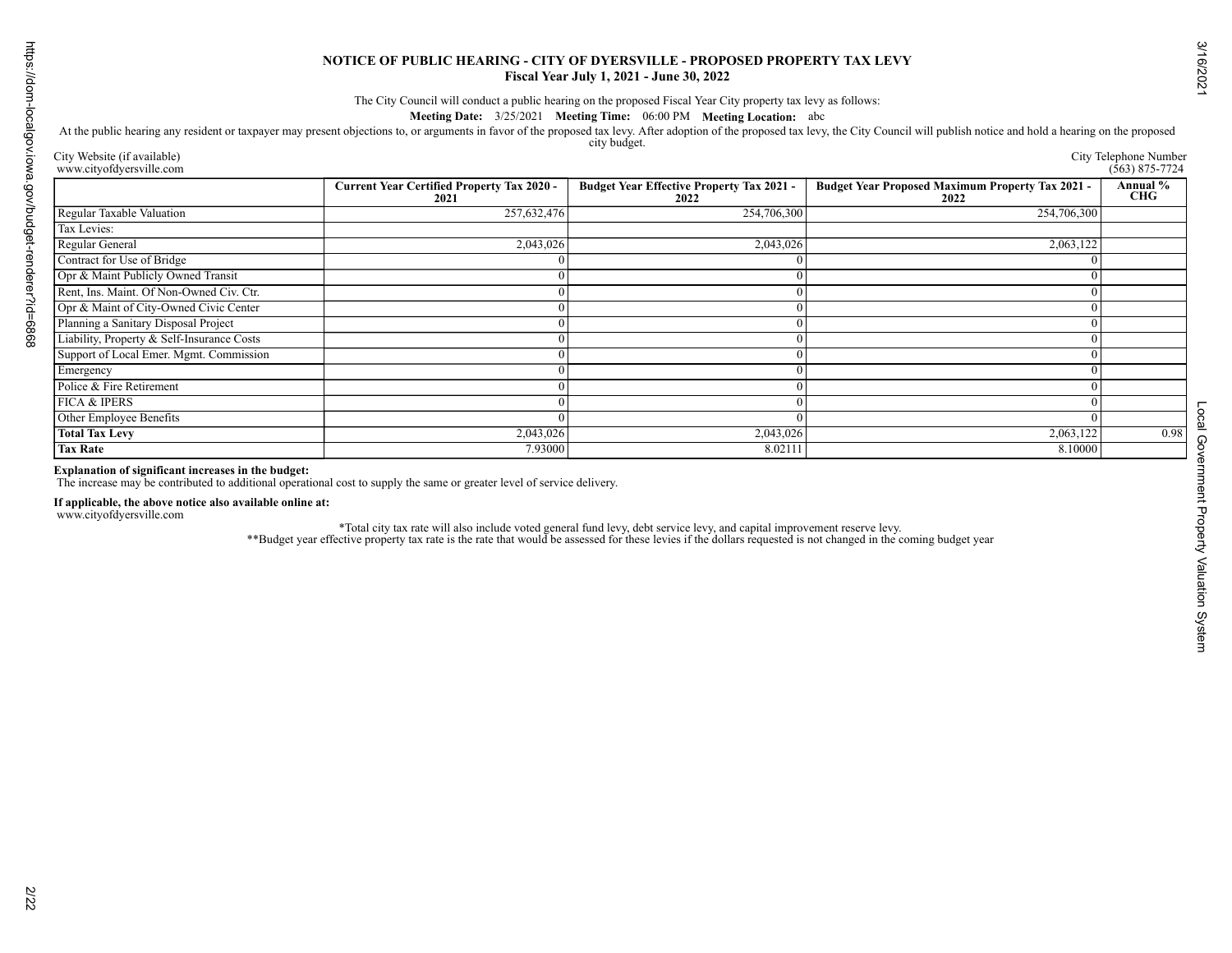## NOTICE OF PUBLIC HEARING - CITY OF DYERSVILLE - PROPOSED PROPERTY TAX LEVY

**Fiscal Year July 1, 2021 - June 30, 2022**

The City Council will conduct a public hearing on the proposed Fiscal Year City property tax levy as follows:

**Meeting Date:** 3/25/2021 **Meeting Time:** 06:00 PM **Meeting Location:** abc

At the public hearing any resident or taxpayer may present objections to, or arguments in favor of the proposed tax levy. After adoption of the proposed tax levy, the City Council will publish notice and hold a hearing on the proposed city budget.

City Website (if available)
www.cityofdyersville.com

City Telephone Number
(563) 875-7724

| | Current Year Certified Property Tax 2020 - 2021 | Budget Year Effective Property Tax 2021 - 2022 | Budget Year Proposed Maximum Property Tax 2021 - 2022 | Annual % CHG |
|---|---|---|---|---|
| Regular Taxable Valuation | 257,632,476 | 254,706,300 | 254,706,300 | |
| Tax Levies: | | | | |
| Regular General | 2,043,026 | 2,043,026 | 2,063,122 | |
| Contract for Use of Bridge | 0 | 0 | 0 | |
| Opr & Maint Publicly Owned Transit | 0 | 0 | 0 | |
| Rent, Ins. Maint. Of Non-Owned Civ. Ctr. | 0 | 0 | 0 | |
| Opr & Maint of City-Owned Civic Center | 0 | 0 | 0 | |
| Planning a Sanitary Disposal Project | 0 | 0 | 0 | |
| Liability, Property & Self-Insurance Costs | 0 | 0 | 0 | |
| Support of Local Emer. Mgmt. Commission | 0 | 0 | 0 | |
| Emergency | 0 | 0 | 0 | |
| Police & Fire Retirement | 0 | 0 | 0 | |
| FICA & IPERS | 0 | 0 | 0 | |
| Other Employee Benefits | 0 | 0 | 0 | |
| **Total Tax Levy** | 2,043,026 | 2,043,026 | 2,063,122 | 0.98 |
| **Tax Rate** | 7.93000 | 8.02111 | 8.10000 | |

**Explanation of significant increases in the budget:**
The increase may be contributed to additional operational cost to supply the same or greater level of service delivery.

**If applicable, the above notice also available online at:**
www.cityofdyersville.com

*Total city tax rate will also include voted general fund levy, debt service levy, and capital improvement reserve levy.
**Budget year effective property tax rate is the rate that would be assessed for these levies if the dollars requested is not changed in the coming budget year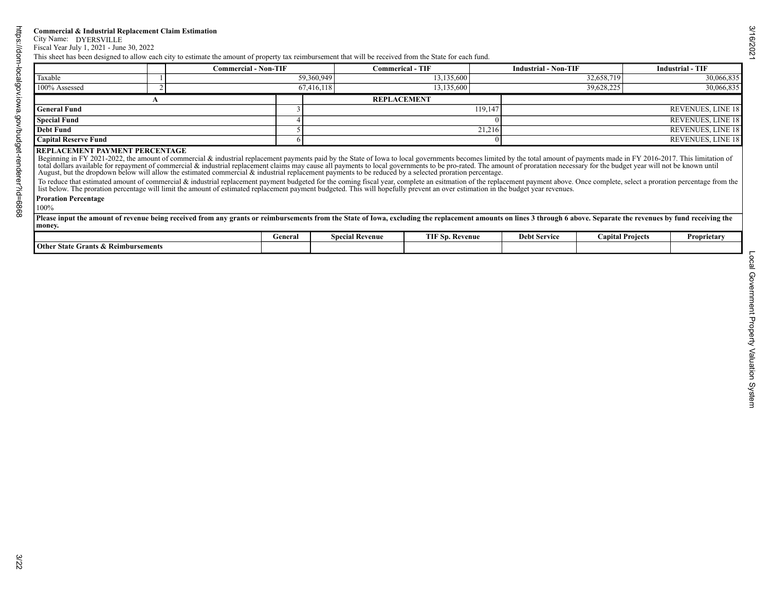**Commercial & Industrial Replacement Claim Estimation**

City Name: DYERSVILLE

Fiscal Year July 1, 2021 - June 30, 2022

This sheet has been designed to allow each city to estimate the amount of property tax reimbursement that will be received from the State for each fund.

| | | Commercial - Non-TIF | Commerical - TIF | Industrial - Non-TIF | Industrial - TIF |
|---|---|---|---|---|---|
| Taxable | 1 | 59,360,949 | 13,135,600 | 32,658,719 | 30,066,835 |
| 100% Assessed | 2 | 67,416,118 | 13,135,600 | 39,628,225 | 30,066,835 |

| A | | REPLACEMENT | |
|---|---|---|---|
| **General Fund** | 3 | 119,147 | REVENUES, LINE 18 |
| **Special Fund** | 4 | 0 | REVENUES, LINE 18 |
| **Debt Fund** | 5 | 21,216 | REVENUES, LINE 18 |
| **Capital Reserve Fund** | 6 | 0 | REVENUES, LINE 18 |

**REPLACEMENT PAYMENT PERCENTAGE**

Beginning in FY 2021-2022, the amount of commercial & industrial replacement payments paid by the State of Iowa to local governments becomes limited by the total amount of payments made in FY 2016-2017. This limitation of total dollars available for repayment of commercial & industrial replacement claims may cause all payments to local governments to be pro-rated. The amount of proratation necessary for the budget year will not be known until August, but the dropdown below will allow the estimated commercial & industrial replacement payments to be reduced by a selected proration percentage.

To reduce that estimated amount of commercial & industrial replacement payment budgeted for the coming fiscal year, complete an esitmation of the replacement payment above. Once complete, select a proration percentage from the list below. The proration percentage will limit the amount of estimated replacement payment budgeted. This will hopefully prevent an over estimation in the budget year revenues.

**Proration Percentage**

100%

**Please input the amount of revenue being received from any grants or reimbursements from the State of Iowa, excluding the replacement amounts on lines 3 through 6 above. Separate the revenues by fund receiving the money.**

| | General | Special Revenue | TIF Sp. Revenue | Debt Service | Capital Projects | Proprietary |
|---|---|---|---|---|---|---|
| **Other State Grants & Reimbursements** | | | | | | |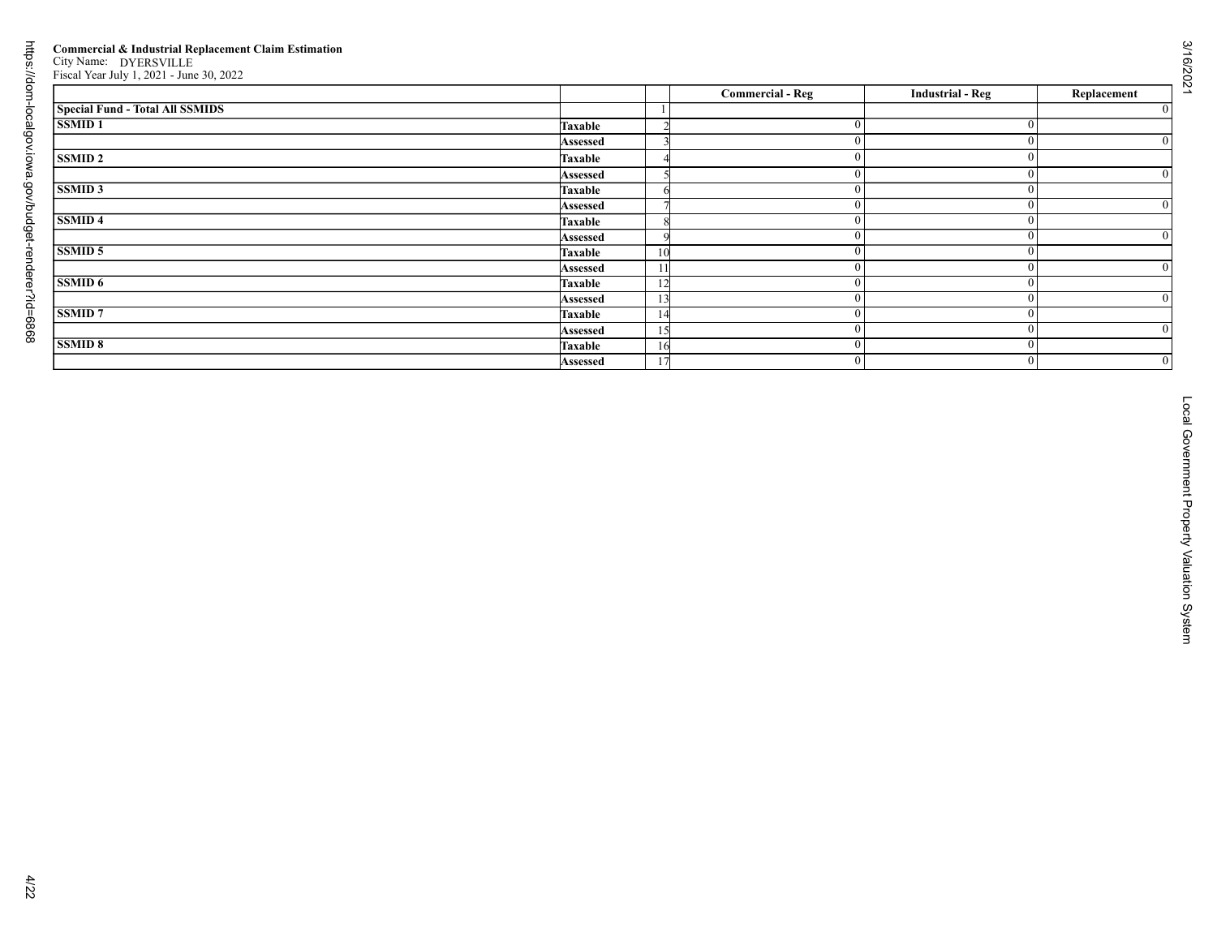**Commercial & Industrial Replacement Claim Estimation**
City Name: DYERSVILLE
Fiscal Year July 1, 2021 - June 30, 2022

| | | | Commercial - Reg | Industrial - Reg | Replacement |
|---|---|---|---|---|---|
| **Special Fund - Total All SSMIDS** | | 1 | | | 0 |
| **SSMID 1** | **Taxable** | 2 | 0 | 0 | |
| | **Assessed** | 3 | 0 | 0 | 0 |
| **SSMID 2** | **Taxable** | 4 | 0 | 0 | |
| | **Assessed** | 5 | 0 | 0 | 0 |
| **SSMID 3** | **Taxable** | 6 | 0 | 0 | |
| | **Assessed** | 7 | 0 | 0 | 0 |
| **SSMID 4** | **Taxable** | 8 | 0 | 0 | |
| | **Assessed** | 9 | 0 | 0 | 0 |
| **SSMID 5** | **Taxable** | 10 | 0 | 0 | |
| | **Assessed** | 11 | 0 | 0 | 0 |
| **SSMID 6** | **Taxable** | 12 | 0 | 0 | |
| | **Assessed** | 13 | 0 | 0 | 0 |
| **SSMID 7** | **Taxable** | 14 | 0 | 0 | |
| | **Assessed** | 15 | 0 | 0 | 0 |
| **SSMID 8** | **Taxable** | 16 | 0 | 0 | |
| | **Assessed** | 17 | 0 | 0 | 0 |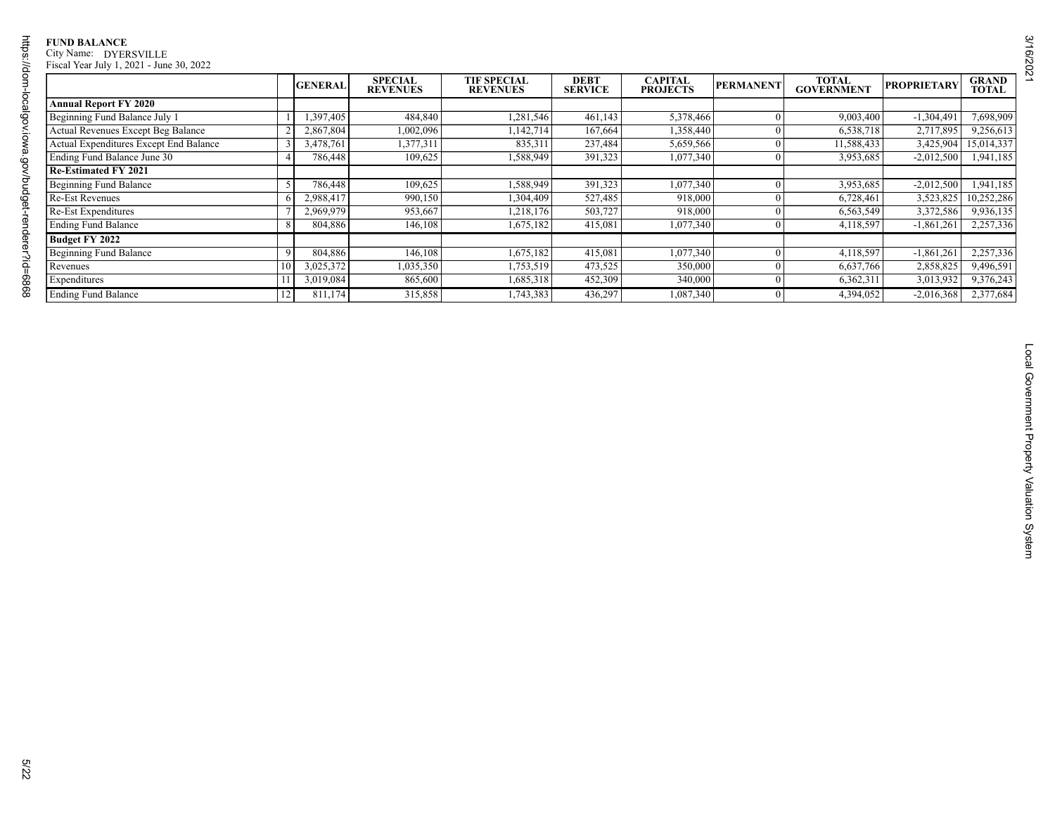**FUND BALANCE**
City Name: DYERSVILLE
Fiscal Year July 1, 2021 - June 30, 2022

| | | GENERAL | SPECIAL REVENUES | TIF SPECIAL REVENUES | DEBT SERVICE | CAPITAL PROJECTS | PERMANENT | TOTAL GOVERNMENT | PROPRIETARY | GRAND TOTAL |
|---|---|---|---|---|---|---|---|---|---|---|
| **Annual Report FY 2020** | | | | | | | | | | |
| Beginning Fund Balance July 1 | 1 | 1,397,405 | 484,840 | 1,281,546 | 461,143 | 5,378,466 | 0 | 9,003,400 | -1,304,491 | 7,698,909 |
| Actual Revenues Except Beg Balance | 2 | 2,867,804 | 1,002,096 | 1,142,714 | 167,664 | 1,358,440 | 0 | 6,538,718 | 2,717,895 | 9,256,613 |
| Actual Expenditures Except End Balance | 3 | 3,478,761 | 1,377,311 | 835,311 | 237,484 | 5,659,566 | 0 | 11,588,433 | 3,425,904 | 15,014,337 |
| Ending Fund Balance June 30 | 4 | 786,448 | 109,625 | 1,588,949 | 391,323 | 1,077,340 | 0 | 3,953,685 | -2,012,500 | 1,941,185 |
| **Re-Estimated FY 2021** | | | | | | | | | | |
| Beginning Fund Balance | 5 | 786,448 | 109,625 | 1,588,949 | 391,323 | 1,077,340 | 0 | 3,953,685 | -2,012,500 | 1,941,185 |
| Re-Est Revenues | 6 | 2,988,417 | 990,150 | 1,304,409 | 527,485 | 918,000 | 0 | 6,728,461 | 3,523,825 | 10,252,286 |
| Re-Est Expenditures | 7 | 2,969,979 | 953,667 | 1,218,176 | 503,727 | 918,000 | 0 | 6,563,549 | 3,372,586 | 9,936,135 |
| Ending Fund Balance | 8 | 804,886 | 146,108 | 1,675,182 | 415,081 | 1,077,340 | 0 | 4,118,597 | -1,861,261 | 2,257,336 |
| **Budget FY 2022** | | | | | | | | | | |
| Beginning Fund Balance | 9 | 804,886 | 146,108 | 1,675,182 | 415,081 | 1,077,340 | 0 | 4,118,597 | -1,861,261 | 2,257,336 |
| Revenues | 10 | 3,025,372 | 1,035,350 | 1,753,519 | 473,525 | 350,000 | 0 | 6,637,766 | 2,858,825 | 9,496,591 |
| Expenditures | 11 | 3,019,084 | 865,600 | 1,685,318 | 452,309 | 340,000 | 0 | 6,362,311 | 3,013,932 | 9,376,243 |
| Ending Fund Balance | 12 | 811,174 | 315,858 | 1,743,383 | 436,297 | 1,087,340 | 0 | 4,394,052 | -2,016,368 | 2,377,684 |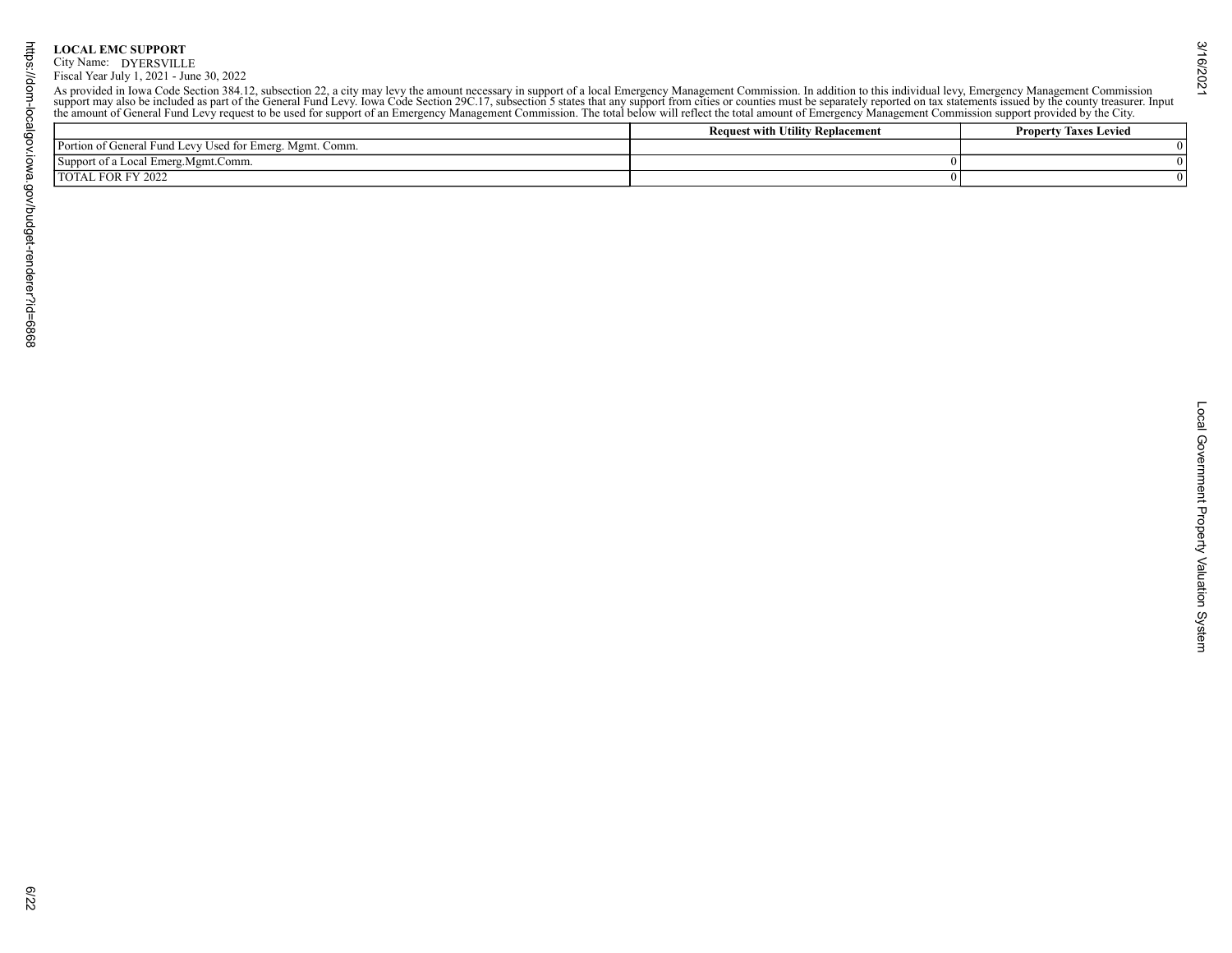**LOCAL EMC SUPPORT**

City Name: DYERSVILLE

Fiscal Year July 1, 2021 - June 30, 2022

As provided in Iowa Code Section 384.12, subsection 22, a city may levy the amount necessary in support of a local Emergency Management Commission. In addition to this individual levy, Emergency Management Commission support may also be included as part of the General Fund Levy. Iowa Code Section 29C.17, subsection 5 states that any support from cities or counties must be separately reported on tax statements issued by the county treasurer. Input the amount of General Fund Levy request to be used for support of an Emergency Management Commission. The total below will reflect the total amount of Emergency Management Commission support provided by the City.

| | Request with Utility Replacement | Property Taxes Levied |
|---|---|---|
| Portion of General Fund Levy Used for Emerg. Mgmt. Comm. | | 0 |
| Support of a Local Emerg.Mgmt.Comm. | 0 | 0 |
| TOTAL FOR FY 2022 | 0 | 0 |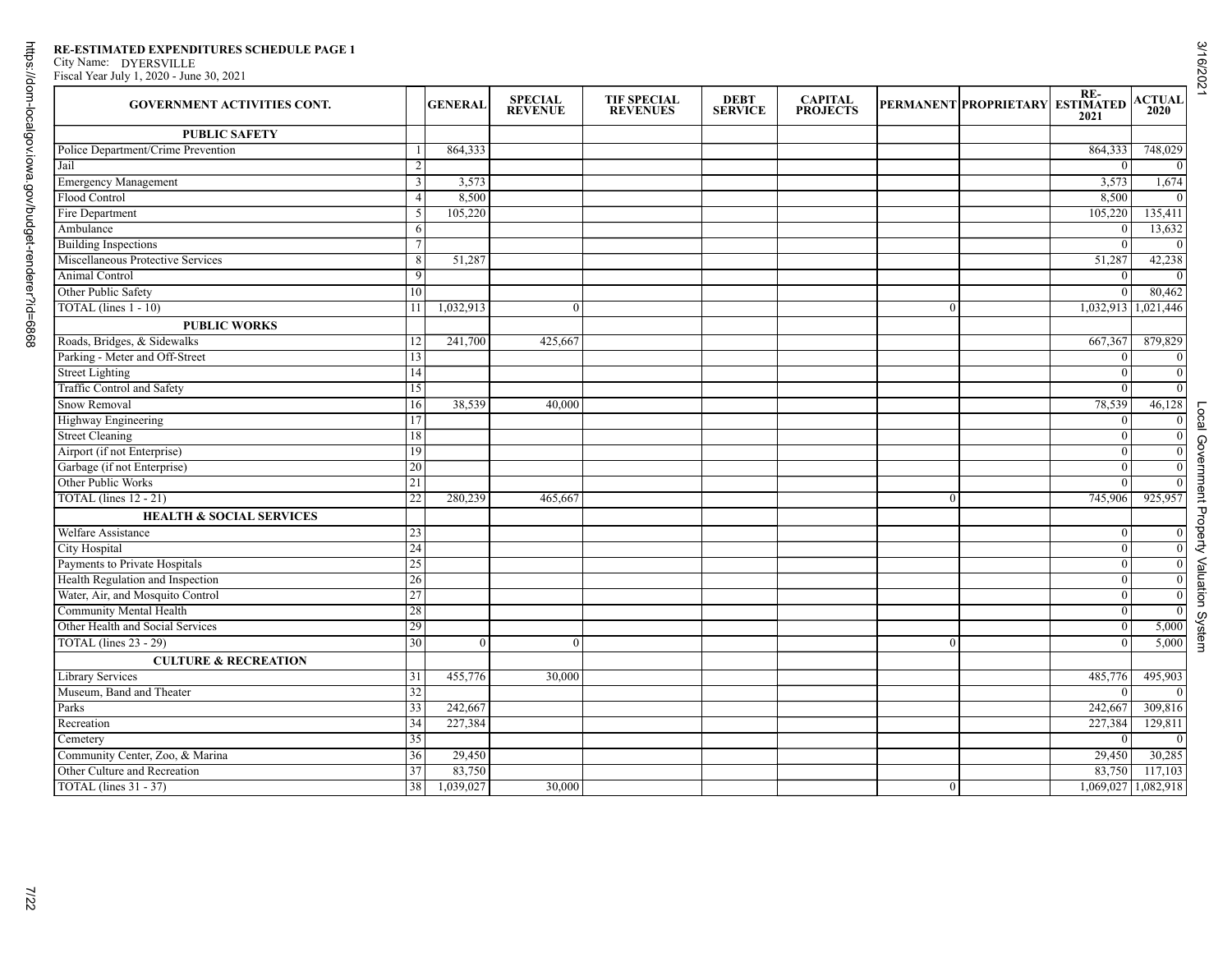**RE-ESTIMATED EXPENDITURES SCHEDULE PAGE 1**
City Name: DYERSVILLE
Fiscal Year July 1, 2020 - June 30, 2021

| GOVERNMENT ACTIVITIES CONT. | | GENERAL | SPECIAL REVENUE | TIF SPECIAL REVENUES | DEBT SERVICE | CAPITAL PROJECTS | PERMANENT | PROPRIETARY | RE-ESTIMATED 2021 | ACTUAL 2020 |
|---|---|---|---|---|---|---|---|---|---|---|
| **PUBLIC SAFETY** | | | | | | | | | | |
| Police Department/Crime Prevention | 1 | 864,333 | | | | | | | 864,333 | 748,029 |
| Jail | 2 | | | | | | | | 0 | 0 |
| Emergency Management | 3 | 3,573 | | | | | | | 3,573 | 1,674 |
| Flood Control | 4 | 8,500 | | | | | | | 8,500 | 0 |
| Fire Department | 5 | 105,220 | | | | | | | 105,220 | 135,411 |
| Ambulance | 6 | | | | | | | | 0 | 13,632 |
| Building Inspections | 7 | | | | | | | | 0 | 0 |
| Miscellaneous Protective Services | 8 | 51,287 | | | | | | | 51,287 | 42,238 |
| Animal Control | 9 | | | | | | | | 0 | 0 |
| Other Public Safety | 10 | | | | | | | | 0 | 80,462 |
| TOTAL (lines 1 - 10) | 11 | 1,032,913 | 0 | | | | 0 | | 1,032,913 | 1,021,446 |
| **PUBLIC WORKS** | | | | | | | | | | |
| Roads, Bridges, & Sidewalks | 12 | 241,700 | 425,667 | | | | | | 667,367 | 879,829 |
| Parking - Meter and Off-Street | 13 | | | | | | | | 0 | 0 |
| Street Lighting | 14 | | | | | | | | 0 | 0 |
| Traffic Control and Safety | 15 | | | | | | | | 0 | 0 |
| Snow Removal | 16 | 38,539 | 40,000 | | | | | | 78,539 | 46,128 |
| Highway Engineering | 17 | | | | | | | | 0 | 0 |
| Street Cleaning | 18 | | | | | | | | 0 | 0 |
| Airport (if not Enterprise) | 19 | | | | | | | | 0 | 0 |
| Garbage (if not Enterprise) | 20 | | | | | | | | 0 | 0 |
| Other Public Works | 21 | | | | | | | | 0 | 0 |
| TOTAL (lines 12 - 21) | 22 | 280,239 | 465,667 | | | | 0 | | 745,906 | 925,957 |
| **HEALTH & SOCIAL SERVICES** | | | | | | | | | | |
| Welfare Assistance | 23 | | | | | | | | 0 | 0 |
| City Hospital | 24 | | | | | | | | 0 | 0 |
| Payments to Private Hospitals | 25 | | | | | | | | 0 | 0 |
| Health Regulation and Inspection | 26 | | | | | | | | 0 | 0 |
| Water, Air, and Mosquito Control | 27 | | | | | | | | 0 | 0 |
| Community Mental Health | 28 | | | | | | | | 0 | 0 |
| Other Health and Social Services | 29 | | | | | | | | 0 | 5,000 |
| TOTAL (lines 23 - 29) | 30 | 0 | 0 | | | | 0 | | 0 | 5,000 |
| **CULTURE & RECREATION** | | | | | | | | | | |
| Library Services | 31 | 455,776 | 30,000 | | | | | | 485,776 | 495,903 |
| Museum, Band and Theater | 32 | | | | | | | | 0 | 0 |
| Parks | 33 | 242,667 | | | | | | | 242,667 | 309,816 |
| Recreation | 34 | 227,384 | | | | | | | 227,384 | 129,811 |
| Cemetery | 35 | | | | | | | | 0 | 0 |
| Community Center, Zoo, & Marina | 36 | 29,450 | | | | | | | 29,450 | 30,285 |
| Other Culture and Recreation | 37 | 83,750 | | | | | | | 83,750 | 117,103 |
| TOTAL (lines 31 - 37) | 38 | 1,039,027 | 30,000 | | | | 0 | | 1,069,027 | 1,082,918 |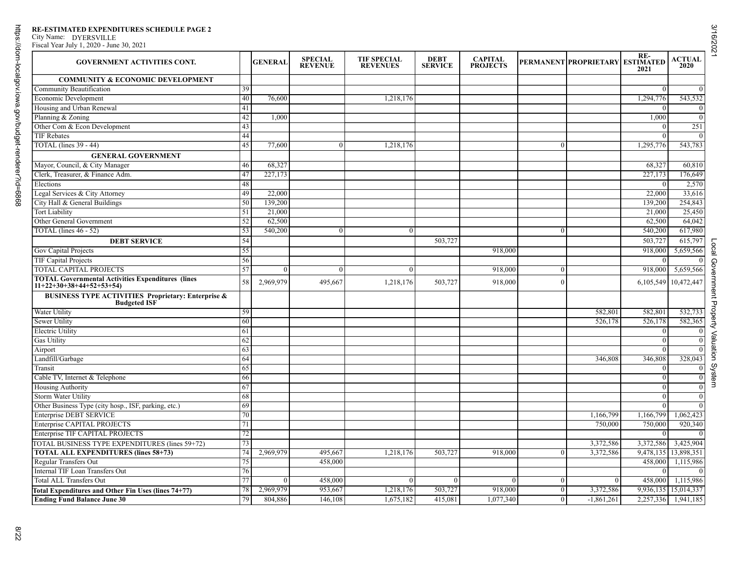**RE-ESTIMATED EXPENDITURES SCHEDULE PAGE 2**

City Name: DYERSVILLE

Fiscal Year July 1, 2020 - June 30, 2021

| GOVERNMENT ACTIVITIES CONT. | | GENERAL | SPECIAL REVENUE | TIF SPECIAL REVENUES | DEBT SERVICE | CAPITAL PROJECTS | PERMANENT | PROPRIETARY | RE-ESTIMATED 2021 | ACTUAL 2020 |
|---|---|---|---|---|---|---|---|---|---|---|
| **COMMUNITY & ECONOMIC DEVELOPMENT** | | | | | | | | | | |
| Community Beautification | 39 | | | | | | | | 0 | 0 |
| Economic Development | 40 | 76,600 | | 1,218,176 | | | | | 1,294,776 | 543,532 |
| Housing and Urban Renewal | 41 | | | | | | | | 0 | 0 |
| Planning & Zoning | 42 | 1,000 | | | | | | | 1,000 | 0 |
| Other Com & Econ Development | 43 | | | | | | | | 0 | 251 |
| TIF Rebates | 44 | | | | | | | | 0 | 0 |
| TOTAL (lines 39 - 44) | 45 | 77,600 | 0 | 1,218,176 | | | 0 | | 1,295,776 | 543,783 |
| **GENERAL GOVERNMENT** | | | | | | | | | | |
| Mayor, Council, & City Manager | 46 | 68,327 | | | | | | | 68,327 | 60,810 |
| Clerk, Treasurer, & Finance Adm. | 47 | 227,173 | | | | | | | 227,173 | 176,649 |
| Elections | 48 | | | | | | | | 0 | 2,570 |
| Legal Services & City Attorney | 49 | 22,000 | | | | | | | 22,000 | 33,616 |
| City Hall & General Buildings | 50 | 139,200 | | | | | | | 139,200 | 254,843 |
| Tort Liability | 51 | 21,000 | | | | | | | 21,000 | 25,450 |
| Other General Government | 52 | 62,500 | | | | | | | 62,500 | 64,042 |
| TOTAL (lines 46 - 52) | 53 | 540,200 | 0 | 0 | | | 0 | | 540,200 | 617,980 |
| **DEBT SERVICE** | 54 | | | | 503,727 | | | | 503,727 | 615,797 |
| Gov Capital Projects | 55 | | | | | 918,000 | | | 918,000 | 5,659,566 |
| TIF Capital Projects | 56 | | | | | | | | 0 | 0 |
| TOTAL CAPITAL PROJECTS | 57 | 0 | 0 | 0 | | 918,000 | 0 | | 918,000 | 5,659,566 |
| **TOTAL Governmental Activities Expenditures (lines 11+22+30+38+44+52+53+54)** | 58 | 2,969,979 | 495,667 | 1,218,176 | 503,727 | 918,000 | 0 | | 6,105,549 | 10,472,447 |
| **BUSINESS TYPE ACTIVITIES Proprietary: Enterprise & Budgeted ISF** | | | | | | | | | | |
| Water Utility | 59 | | | | | | | 582,801 | 582,801 | 532,733 |
| Sewer Utility | 60 | | | | | | | 526,178 | 526,178 | 582,365 |
| Electric Utility | 61 | | | | | | | | 0 | 0 |
| Gas Utility | 62 | | | | | | | | 0 | 0 |
| Airport | 63 | | | | | | | | 0 | 0 |
| Landfill/Garbage | 64 | | | | | | | 346,808 | 346,808 | 328,043 |
| Transit | 65 | | | | | | | | 0 | 0 |
| Cable TV, Internet & Telephone | 66 | | | | | | | | 0 | 0 |
| Housing Authority | 67 | | | | | | | | 0 | 0 |
| Storm Water Utility | 68 | | | | | | | | 0 | 0 |
| Other Business Type (city hosp., ISF, parking, etc.) | 69 | | | | | | | | 0 | 0 |
| Enterprise DEBT SERVICE | 70 | | | | | | | 1,166,799 | 1,166,799 | 1,062,423 |
| Enterprise CAPITAL PROJECTS | 71 | | | | | | | 750,000 | 750,000 | 920,340 |
| Enterprise TIF CAPITAL PROJECTS | 72 | | | | | | | | 0 | 0 |
| TOTAL BUSINESS TYPE EXPENDITURES (lines 59+72) | 73 | | | | | | | 3,372,586 | 3,372,586 | 3,425,904 |
| **TOTAL ALL EXPENDITURES (lines 58+73)** | 74 | 2,969,979 | 495,667 | 1,218,176 | 503,727 | 918,000 | 0 | 3,372,586 | 9,478,135 | 13,898,351 |
| Regular Transfers Out | 75 | | 458,000 | | | | | | 458,000 | 1,115,986 |
| Internal TIF Loan Transfers Out | 76 | | | | | | | | 0 | 0 |
| Total ALL Transfers Out | 77 | 0 | 458,000 | 0 | 0 | 0 | 0 | 0 | 458,000 | 1,115,986 |
| **Total Expenditures and Other Fin Uses (lines 74+77)** | 78 | 2,969,979 | 953,667 | 1,218,176 | 503,727 | 918,000 | 0 | 3,372,586 | 9,936,135 | 15,014,337 |
| **Ending Fund Balance June 30** | 79 | 804,886 | 146,108 | 1,675,182 | 415,081 | 1,077,340 | 0 | -1,861,261 | 2,257,336 | 1,941,185 |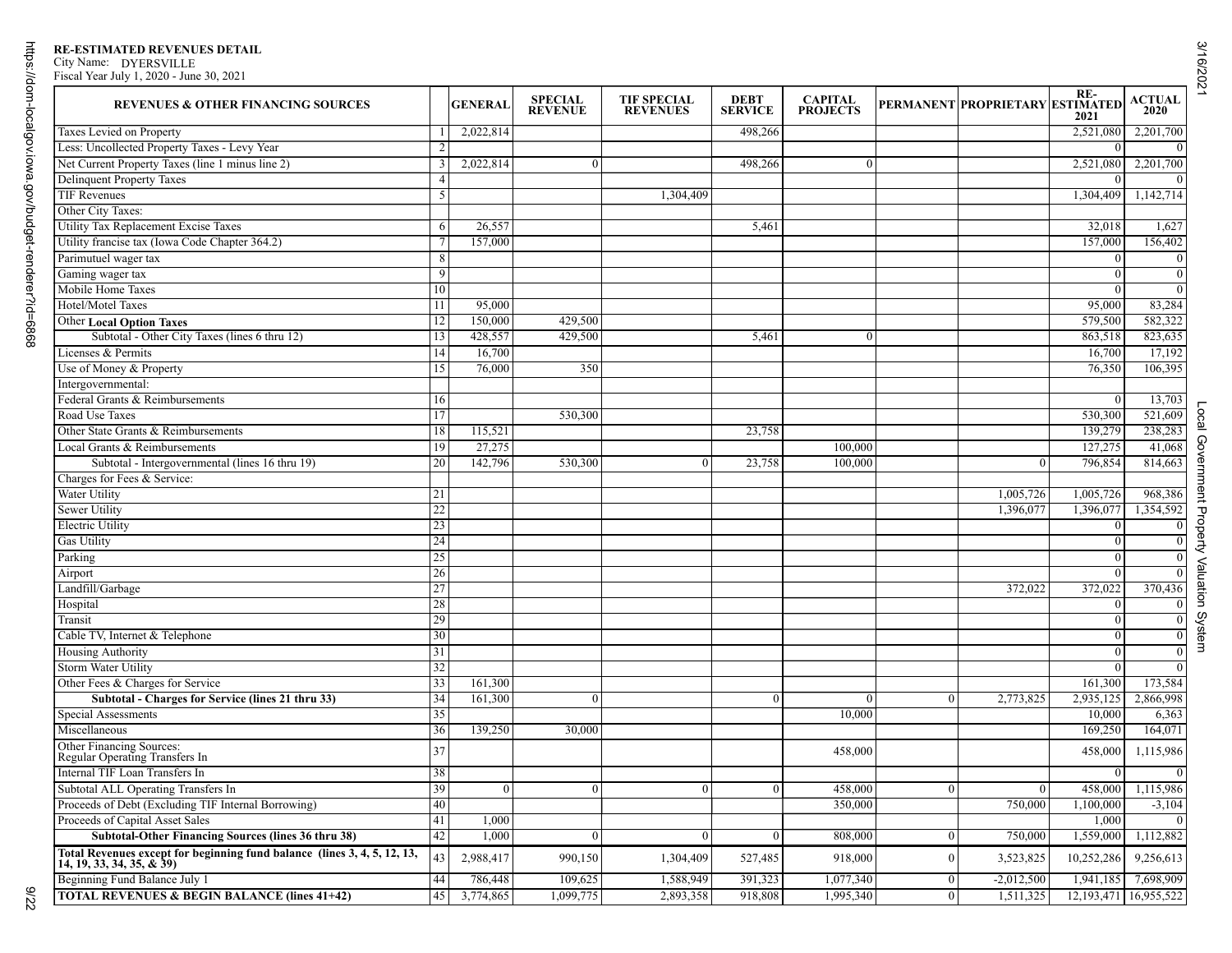**RE-ESTIMATED REVENUES DETAIL**

City Name: DYERSVILLE

Fiscal Year July 1, 2020 - June 30, 2021

| REVENUES & OTHER FINANCING SOURCES | | GENERAL | SPECIAL REVENUE | TIF SPECIAL REVENUES | DEBT SERVICE | CAPITAL PROJECTS | PERMANENT | PROPRIETARY | RE-ESTIMATED 2021 | ACTUAL 2020 |
|---|---|---|---|---|---|---|---|---|---|---|
| Taxes Levied on Property | 1 | 2,022,814 | | | 498,266 | | | | 2,521,080 | 2,201,700 |
| Less: Uncollected Property Taxes - Levy Year | 2 | | | | | | | | 0 | 0 |
| Net Current Property Taxes (line 1 minus line 2) | 3 | 2,022,814 | 0 | | 498,266 | 0 | | | 2,521,080 | 2,201,700 |
| Delinquent Property Taxes | 4 | | | | | | | | 0 | 0 |
| TIF Revenues | 5 | | | 1,304,409 | | | | | 1,304,409 | 1,142,714 |
| Other City Taxes: | | | | | | | | | | |
| Utility Tax Replacement Excise Taxes | 6 | 26,557 | | | 5,461 | | | | 32,018 | 1,627 |
| Utility francise tax (Iowa Code Chapter 364.2) | 7 | 157,000 | | | | | | | 157,000 | 156,402 |
| Parimutuel wager tax | 8 | | | | | | | | 0 | 0 |
| Gaming wager tax | 9 | | | | | | | | 0 | 0 |
| Mobile Home Taxes | 10 | | | | | | | | 0 | 0 |
| Hotel/Motel Taxes | 11 | 95,000 | | | | | | | 95,000 | 83,284 |
| Other **Local Option Taxes** | 12 | 150,000 | 429,500 | | | | | | 579,500 | 582,322 |
| Subtotal - Other City Taxes (lines 6 thru 12) | 13 | 428,557 | 429,500 | | 5,461 | 0 | | | 863,518 | 823,635 |
| Licenses & Permits | 14 | 16,700 | | | | | | | 16,700 | 17,192 |
| Use of Money & Property | 15 | 76,000 | 350 | | | | | | 76,350 | 106,395 |
| Intergovernmental: | | | | | | | | | | |
| Federal Grants & Reimbursements | 16 | | | | | | | | 0 | 13,703 |
| Road Use Taxes | 17 | | 530,300 | | | | | | 530,300 | 521,609 |
| Other State Grants & Reimbursements | 18 | 115,521 | | | 23,758 | | | | 139,279 | 238,283 |
| Local Grants & Reimbursements | 19 | 27,275 | | | | 100,000 | | | 127,275 | 41,068 |
| Subtotal - Intergovernmental (lines 16 thru 19) | 20 | 142,796 | 530,300 | 0 | 23,758 | 100,000 | | 0 | 796,854 | 814,663 |
| Charges for Fees & Service: | | | | | | | | | | |
| Water Utility | 21 | | | | | | | 1,005,726 | 1,005,726 | 968,386 |
| Sewer Utility | 22 | | | | | | | 1,396,077 | 1,396,077 | 1,354,592 |
| Electric Utility | 23 | | | | | | | | 0 | 0 |
| Gas Utility | 24 | | | | | | | | 0 | 0 |
| Parking | 25 | | | | | | | | 0 | 0 |
| Airport | 26 | | | | | | | | 0 | 0 |
| Landfill/Garbage | 27 | | | | | | | 372,022 | 372,022 | 370,436 |
| Hospital | 28 | | | | | | | | 0 | 0 |
| Transit | 29 | | | | | | | | 0 | 0 |
| Cable TV, Internet & Telephone | 30 | | | | | | | | 0 | 0 |
| Housing Authority | 31 | | | | | | | | 0 | 0 |
| Storm Water Utility | 32 | | | | | | | | 0 | 0 |
| Other Fees & Charges for Service | 33 | 161,300 | | | | | | | 161,300 | 173,584 |
| **Subtotal - Charges for Service (lines 21 thru 33)** | 34 | 161,300 | 0 | | 0 | 0 | 0 | 2,773,825 | 2,935,125 | 2,866,998 |
| Special Assessments | 35 | | | | | 10,000 | | | 10,000 | 6,363 |
| Miscellaneous | 36 | 139,250 | 30,000 | | | | | | 169,250 | 164,071 |
| Other Financing Sources: Regular Operating Transfers In | 37 | | | | | 458,000 | | | 458,000 | 1,115,986 |
| Internal TIF Loan Transfers In | 38 | | | | | | | | 0 | 0 |
| Subtotal ALL Operating Transfers In | 39 | 0 | 0 | 0 | 0 | 458,000 | 0 | 0 | 458,000 | 1,115,986 |
| Proceeds of Debt (Excluding TIF Internal Borrowing) | 40 | | | | | 350,000 | | 750,000 | 1,100,000 | -3,104 |
| Proceeds of Capital Asset Sales | 41 | 1,000 | | | | | | | 1,000 | 0 |
| **Subtotal-Other Financing Sources (lines 36 thru 38)** | 42 | 1,000 | 0 | 0 | 0 | 808,000 | 0 | 750,000 | 1,559,000 | 1,112,882 |
| **Total Revenues except for beginning fund balance (lines 3, 4, 5, 12, 13, 14, 19, 33, 34, 35, & 39)** | 43 | 2,988,417 | 990,150 | 1,304,409 | 527,485 | 918,000 | 0 | 3,523,825 | 10,252,286 | 9,256,613 |
| Beginning Fund Balance July 1 | 44 | 786,448 | 109,625 | 1,588,949 | 391,323 | 1,077,340 | 0 | -2,012,500 | 1,941,185 | 7,698,909 |
| **TOTAL REVENUES & BEGIN BALANCE (lines 41+42)** | 45 | 3,774,865 | 1,099,775 | 2,893,358 | 918,808 | 1,995,340 | 0 | 1,511,325 | 12,193,471 | 16,955,522 |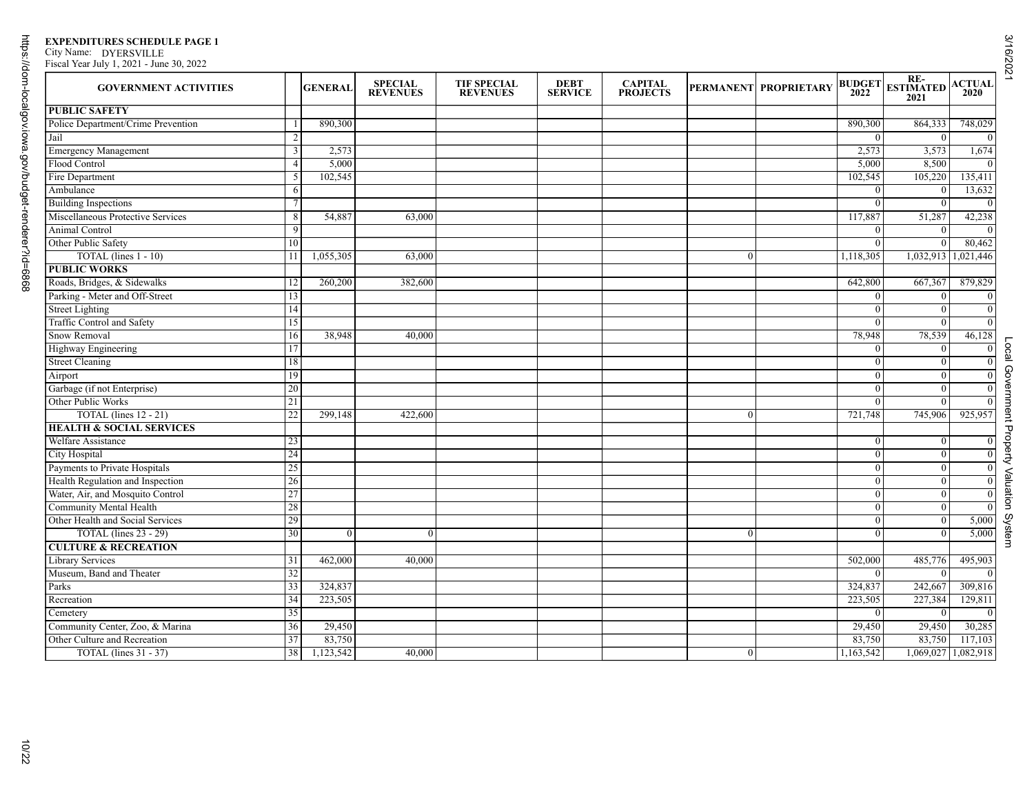**EXPENDITURES SCHEDULE PAGE 1**
City Name: DYERSVILLE
Fiscal Year July 1, 2021 - June 30, 2022

| GOVERNMENT ACTIVITIES | | GENERAL | SPECIAL REVENUES | TIF SPECIAL REVENUES | DEBT SERVICE | CAPITAL PROJECTS | PERMANENT | PROPRIETARY | BUDGET 2022 | RE-ESTIMATED 2021 | ACTUAL 2020 |
|---|---|---|---|---|---|---|---|---|---|---|---|
| **PUBLIC SAFETY** | | | | | | | | | | | |
| Police Department/Crime Prevention | 1 | 890,300 | | | | | | | 890,300 | 864,333 | 748,029 |
| Jail | 2 | | | | | | | | 0 | 0 | 0 |
| Emergency Management | 3 | 2,573 | | | | | | | 2,573 | 3,573 | 1,674 |
| Flood Control | 4 | 5,000 | | | | | | | 5,000 | 8,500 | 0 |
| Fire Department | 5 | 102,545 | | | | | | | 102,545 | 105,220 | 135,411 |
| Ambulance | 6 | | | | | | | | 0 | 0 | 13,632 |
| Building Inspections | 7 | | | | | | | | 0 | 0 | 0 |
| Miscellaneous Protective Services | 8 | 54,887 | 63,000 | | | | | | 117,887 | 51,287 | 42,238 |
| Animal Control | 9 | | | | | | | | 0 | 0 | 0 |
| Other Public Safety | 10 | | | | | | | | 0 | 0 | 80,462 |
| TOTAL (lines 1 - 10) | 11 | 1,055,305 | 63,000 | | | | 0 | | 1,118,305 | 1,032,913 | 1,021,446 |
| **PUBLIC WORKS** | | | | | | | | | | | |
| Roads, Bridges, & Sidewalks | 12 | 260,200 | 382,600 | | | | | | 642,800 | 667,367 | 879,829 |
| Parking - Meter and Off-Street | 13 | | | | | | | | 0 | 0 | 0 |
| Street Lighting | 14 | | | | | | | | 0 | 0 | 0 |
| Traffic Control and Safety | 15 | | | | | | | | 0 | 0 | 0 |
| Snow Removal | 16 | 38,948 | 40,000 | | | | | | 78,948 | 78,539 | 46,128 |
| Highway Engineering | 17 | | | | | | | | 0 | 0 | 0 |
| Street Cleaning | 18 | | | | | | | | 0 | 0 | 0 |
| Airport | 19 | | | | | | | | 0 | 0 | 0 |
| Garbage (if not Enterprise) | 20 | | | | | | | | 0 | 0 | 0 |
| Other Public Works | 21 | | | | | | | | 0 | 0 | 0 |
| TOTAL (lines 12 - 21) | 22 | 299,148 | 422,600 | | | | 0 | | 721,748 | 745,906 | 925,957 |
| **HEALTH & SOCIAL SERVICES** | | | | | | | | | | | |
| Welfare Assistance | 23 | | | | | | | | 0 | 0 | 0 |
| City Hospital | 24 | | | | | | | | 0 | 0 | 0 |
| Payments to Private Hospitals | 25 | | | | | | | | 0 | 0 | 0 |
| Health Regulation and Inspection | 26 | | | | | | | | 0 | 0 | 0 |
| Water, Air, and Mosquito Control | 27 | | | | | | | | 0 | 0 | 0 |
| Community Mental Health | 28 | | | | | | | | 0 | 0 | 0 |
| Other Health and Social Services | 29 | | | | | | | | 0 | 0 | 5,000 |
| TOTAL (lines 23 - 29) | 30 | 0 | 0 | | | | 0 | | 0 | 0 | 5,000 |
| **CULTURE & RECREATION** | | | | | | | | | | | |
| Library Services | 31 | 462,000 | 40,000 | | | | | | 502,000 | 485,776 | 495,903 |
| Museum, Band and Theater | 32 | | | | | | | | 0 | 0 | 0 |
| Parks | 33 | 324,837 | | | | | | | 324,837 | 242,667 | 309,816 |
| Recreation | 34 | 223,505 | | | | | | | 223,505 | 227,384 | 129,811 |
| Cemetery | 35 | | | | | | | | 0 | 0 | 0 |
| Community Center, Zoo, & Marina | 36 | 29,450 | | | | | | | 29,450 | 29,450 | 30,285 |
| Other Culture and Recreation | 37 | 83,750 | | | | | | | 83,750 | 83,750 | 117,103 |
| TOTAL (lines 31 - 37) | 38 | 1,123,542 | 40,000 | | | | 0 | | 1,163,542 | 1,069,027 | 1,082,918 |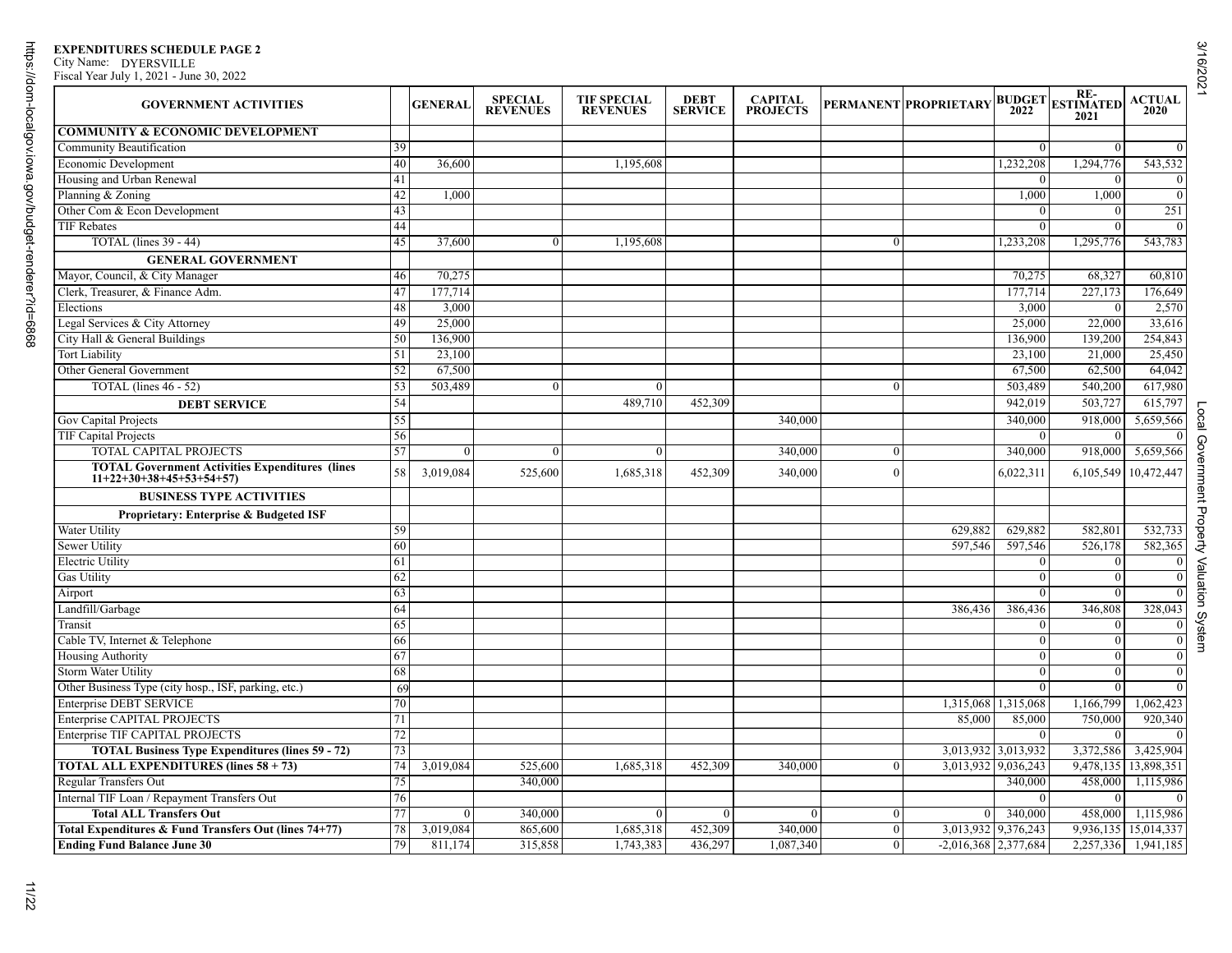**EXPENDITURES SCHEDULE PAGE 2**
City Name: DYERSVILLE
Fiscal Year July 1, 2021 - June 30, 2022

| GOVERNMENT ACTIVITIES | | GENERAL | SPECIAL REVENUES | TIF SPECIAL REVENUES | DEBT SERVICE | CAPITAL PROJECTS | PERMANENT | PROPRIETARY | BUDGET 2022 | RE-ESTIMATED 2021 | ACTUAL 2020 |
|---|---|---|---|---|---|---|---|---|---|---|---|
| **COMMUNITY & ECONOMIC DEVELOPMENT** | | | | | | | | | | | |
| Community Beautification | 39 | | | | | | | | 0 | 0 | 0 |
| Economic Development | 40 | 36,600 | | 1,195,608 | | | | | 1,232,208 | 1,294,776 | 543,532 |
| Housing and Urban Renewal | 41 | | | | | | | | 0 | 0 | 0 |
| Planning & Zoning | 42 | 1,000 | | | | | | | 1,000 | 1,000 | 0 |
| Other Com & Econ Development | 43 | | | | | | | | 0 | 0 | 251 |
| TIF Rebates | 44 | | | | | | | | 0 | 0 | 0 |
| TOTAL (lines 39 - 44) | 45 | 37,600 | 0 | 1,195,608 | | | 0 | | 1,233,208 | 1,295,776 | 543,783 |
| **GENERAL GOVERNMENT** | | | | | | | | | | | |
| Mayor, Council, & City Manager | 46 | 70,275 | | | | | | | 70,275 | 68,327 | 60,810 |
| Clerk, Treasurer, & Finance Adm. | 47 | 177,714 | | | | | | | 177,714 | 227,173 | 176,649 |
| Elections | 48 | 3,000 | | | | | | | 3,000 | 0 | 2,570 |
| Legal Services & City Attorney | 49 | 25,000 | | | | | | | 25,000 | 22,000 | 33,616 |
| City Hall & General Buildings | 50 | 136,900 | | | | | | | 136,900 | 139,200 | 254,843 |
| Tort Liability | 51 | 23,100 | | | | | | | 23,100 | 21,000 | 25,450 |
| Other General Government | 52 | 67,500 | | | | | | | 67,500 | 62,500 | 64,042 |
| TOTAL (lines 46 - 52) | 53 | 503,489 | 0 | 0 | | | 0 | | 503,489 | 540,200 | 617,980 |
| **DEBT SERVICE** | 54 | | | 489,710 | 452,309 | | | | 942,019 | 503,727 | 615,797 |
| Gov Capital Projects | 55 | | | | | 340,000 | | | 340,000 | 918,000 | 5,659,566 |
| TIF Capital Projects | 56 | | | | | | | | 0 | 0 | 0 |
| TOTAL CAPITAL PROJECTS | 57 | 0 | 0 | 0 | | 340,000 | 0 | | 340,000 | 918,000 | 5,659,566 |
| **TOTAL Government Activities Expenditures (lines 11+22+30+38+45+53+54+57)** | 58 | 3,019,084 | 525,600 | 1,685,318 | 452,309 | 340,000 | 0 | | 6,022,311 | 6,105,549 | 10,472,447 |
| **BUSINESS TYPE ACTIVITIES** | | | | | | | | | | | |
| **Proprietary: Enterprise & Budgeted ISF** | | | | | | | | | | | |
| Water Utility | 59 | | | | | | | 629,882 | 629,882 | 582,801 | 532,733 |
| Sewer Utility | 60 | | | | | | | 597,546 | 597,546 | 526,178 | 582,365 |
| Electric Utility | 61 | | | | | | | | 0 | 0 | 0 |
| Gas Utility | 62 | | | | | | | | 0 | 0 | 0 |
| Airport | 63 | | | | | | | | 0 | 0 | 0 |
| Landfill/Garbage | 64 | | | | | | | 386,436 | 386,436 | 346,808 | 328,043 |
| Transit | 65 | | | | | | | | 0 | 0 | 0 |
| Cable TV, Internet & Telephone | 66 | | | | | | | | 0 | 0 | 0 |
| Housing Authority | 67 | | | | | | | | 0 | 0 | 0 |
| Storm Water Utility | 68 | | | | | | | | 0 | 0 | 0 |
| Other Business Type (city hosp., ISF, parking, etc.) | 69 | | | | | | | | 0 | 0 | 0 |
| Enterprise DEBT SERVICE | 70 | | | | | | | 1,315,068 | 1,315,068 | 1,166,799 | 1,062,423 |
| Enterprise CAPITAL PROJECTS | 71 | | | | | | | 85,000 | 85,000 | 750,000 | 920,340 |
| Enterprise TIF CAPITAL PROJECTS | 72 | | | | | | | | 0 | 0 | 0 |
| **TOTAL Business Type Expenditures (lines 59 - 72)** | 73 | | | | | | | 3,013,932 | 3,013,932 | 3,372,586 | 3,425,904 |
| **TOTAL ALL EXPENDITURES (lines 58 + 73)** | 74 | 3,019,084 | 525,600 | 1,685,318 | 452,309 | 340,000 | 0 | 3,013,932 | 9,036,243 | 9,478,135 | 13,898,351 |
| Regular Transfers Out | 75 | | 340,000 | | | | | | 340,000 | 458,000 | 1,115,986 |
| Internal TIF Loan / Repayment Transfers Out | 76 | | | | | | | | 0 | 0 | 0 |
| **Total ALL Transfers Out** | 77 | 0 | 340,000 | 0 | 0 | 0 | 0 | 0 | 340,000 | 458,000 | 1,115,986 |
| **Total Expenditures & Fund Transfers Out (lines 74+77)** | 78 | 3,019,084 | 865,600 | 1,685,318 | 452,309 | 340,000 | 0 | 3,013,932 | 9,376,243 | 9,936,135 | 15,014,337 |
| **Ending Fund Balance June 30** | 79 | 811,174 | 315,858 | 1,743,383 | 436,297 | 1,087,340 | 0 | -2,016,368 | 2,377,684 | 2,257,336 | 1,941,185 |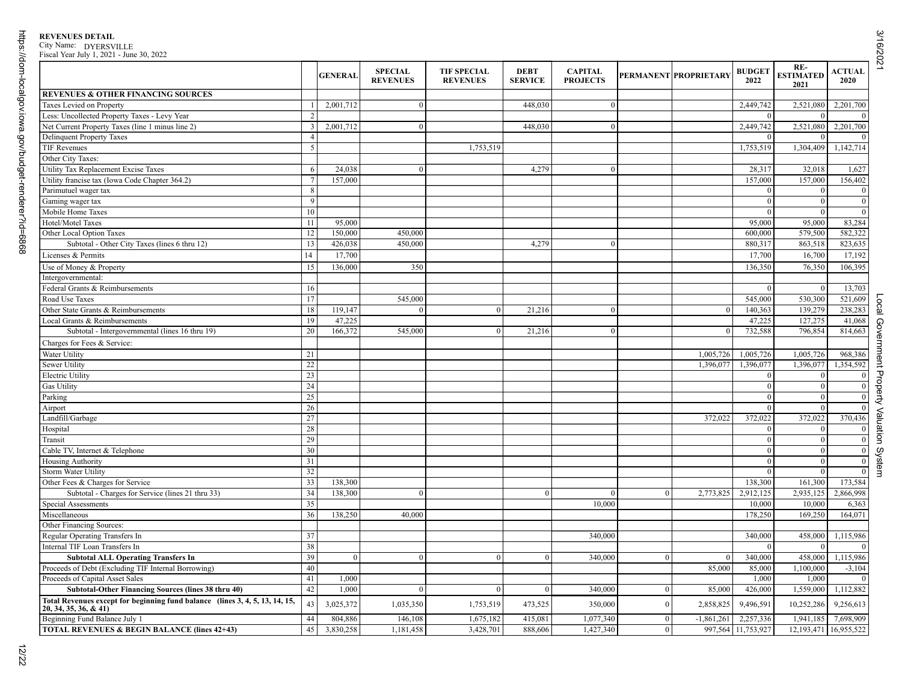**REVENUES DETAIL**
City Name: DYERSVILLE
Fiscal Year July 1, 2021 - June 30, 2022

| | | GENERAL | SPECIAL REVENUES | TIF SPECIAL REVENUES | DEBT SERVICE | CAPITAL PROJECTS | PERMANENT | PROPRIETARY | BUDGET 2022 | RE-ESTIMATED 2021 | ACTUAL 2020 |
|---|---|---|---|---|---|---|---|---|---|---|---|
| **REVENUES & OTHER FINANCING SOURCES** | | | | | | | | | | | |
| Taxes Levied on Property | 1 | 2,001,712 | 0 | | 448,030 | 0 | | | 2,449,742 | 2,521,080 | 2,201,700 |
| Less: Uncollected Property Taxes - Levy Year | 2 | | | | | | | | 0 | 0 | 0 |
| Net Current Property Taxes (line 1 minus line 2) | 3 | 2,001,712 | 0 | | 448,030 | 0 | | | 2,449,742 | 2,521,080 | 2,201,700 |
| Delinquent Property Taxes | 4 | | | | | | | | 0 | 0 | 0 |
| TIF Revenues | 5 | | | 1,753,519 | | | | | 1,753,519 | 1,304,409 | 1,142,714 |
| Other City Taxes: | | | | | | | | | | | |
| Utility Tax Replacement Excise Taxes | 6 | 24,038 | 0 | | 4,279 | 0 | | | 28,317 | 32,018 | 1,627 |
| Utility francise tax (Iowa Code Chapter 364.2) | 7 | 157,000 | | | | | | | 157,000 | 157,000 | 156,402 |
| Parimutuel wager tax | 8 | | | | | | | | 0 | 0 | 0 |
| Gaming wager tax | 9 | | | | | | | | 0 | 0 | 0 |
| Mobile Home Taxes | 10 | | | | | | | | 0 | 0 | 0 |
| Hotel/Motel Taxes | 11 | 95,000 | | | | | | | 95,000 | 95,000 | 83,284 |
| Other Local Option Taxes | 12 | 150,000 | 450,000 | | | | | | 600,000 | 579,500 | 582,322 |
| Subtotal - Other City Taxes (lines 6 thru 12) | 13 | 426,038 | 450,000 | | 4,279 | 0 | | | 880,317 | 863,518 | 823,635 |
| Licenses & Permits | 14 | 17,700 | | | | | | | 17,700 | 16,700 | 17,192 |
| Use of Money & Property | 15 | 136,000 | 350 | | | | | | 136,350 | 76,350 | 106,395 |
| Intergovernmental: | | | | | | | | | | | |
| Federal Grants & Reimbursements | 16 | | | | | | | | 0 | 0 | 13,703 |
| Road Use Taxes | 17 | | 545,000 | | | | | | 545,000 | 530,300 | 521,609 |
| Other State Grants & Reimbursements | 18 | 119,147 | 0 | 0 | 21,216 | 0 | | 0 | 140,363 | 139,279 | 238,283 |
| Local Grants & Reimbursements | 19 | 47,225 | | | | | | | 47,225 | 127,275 | 41,068 |
| Subtotal - Intergovernmental (lines 16 thru 19) | 20 | 166,372 | 545,000 | 0 | 21,216 | 0 | | 0 | 732,588 | 796,854 | 814,663 |
| Charges for Fees & Service: | | | | | | | | | | | |
| Water Utility | 21 | | | | | | | 1,005,726 | 1,005,726 | 1,005,726 | 968,386 |
| Sewer Utility | 22 | | | | | | | 1,396,077 | 1,396,077 | 1,396,077 | 1,354,592 |
| Electric Utility | 23 | | | | | | | | 0 | 0 | 0 |
| Gas Utility | 24 | | | | | | | | 0 | 0 | 0 |
| Parking | 25 | | | | | | | | 0 | 0 | 0 |
| Airport | 26 | | | | | | | | 0 | 0 | 0 |
| Landfill/Garbage | 27 | | | | | | | 372,022 | 372,022 | 372,022 | 370,436 |
| Hospital | 28 | | | | | | | | 0 | 0 | 0 |
| Transit | 29 | | | | | | | | 0 | 0 | 0 |
| Cable TV, Internet & Telephone | 30 | | | | | | | | 0 | 0 | 0 |
| Housing Authority | 31 | | | | | | | | 0 | 0 | 0 |
| Storm Water Utility | 32 | | | | | | | | 0 | 0 | 0 |
| Other Fees & Charges for Service | 33 | 138,300 | | | | | | | 138,300 | 161,300 | 173,584 |
| Subtotal - Charges for Service (lines 21 thru 33) | 34 | 138,300 | 0 | | 0 | 0 | 0 | 2,773,825 | 2,912,125 | 2,935,125 | 2,866,998 |
| Special Assessments | 35 | | | | | 10,000 | | | 10,000 | 10,000 | 6,363 |
| Miscellaneous | 36 | 138,250 | 40,000 | | | | | | 178,250 | 169,250 | 164,071 |
| Other Financing Sources: | | | | | | | | | | | |
| Regular Operating Transfers In | 37 | | | | | 340,000 | | | 340,000 | 458,000 | 1,115,986 |
| Internal TIF Loan Transfers In | 38 | | | | | | | | 0 | 0 | 0 |
| **Subtotal ALL Operating Transfers In** | 39 | 0 | 0 | 0 | 0 | 340,000 | 0 | 0 | 340,000 | 458,000 | 1,115,986 |
| Proceeds of Debt (Excluding TIF Internal Borrowing) | 40 | | | | | | | 85,000 | 85,000 | 1,100,000 | -3,104 |
| Proceeds of Capital Asset Sales | 41 | 1,000 | | | | | | | 1,000 | 1,000 | 0 |
| **Subtotal-Other Financing Sources (lines 38 thru 40)** | 42 | 1,000 | 0 | 0 | 0 | 340,000 | 0 | 85,000 | 426,000 | 1,559,000 | 1,112,882 |
| **Total Revenues except for beginning fund balance (lines 3, 4, 5, 13, 14, 15, 20, 34, 35, 36, & 41)** | 43 | 3,025,372 | 1,035,350 | 1,753,519 | 473,525 | 350,000 | 0 | 2,858,825 | 9,496,591 | 10,252,286 | 9,256,613 |
| Beginning Fund Balance July 1 | 44 | 804,886 | 146,108 | 1,675,182 | 415,081 | 1,077,340 | 0 | -1,861,261 | 2,257,336 | 1,941,185 | 7,698,909 |
| **TOTAL REVENUES & BEGIN BALANCE (lines 42+43)** | 45 | 3,830,258 | 1,181,458 | 3,428,701 | 888,606 | 1,427,340 | 0 | 997,564 | 11,753,927 | 12,193,471 | 16,955,522 |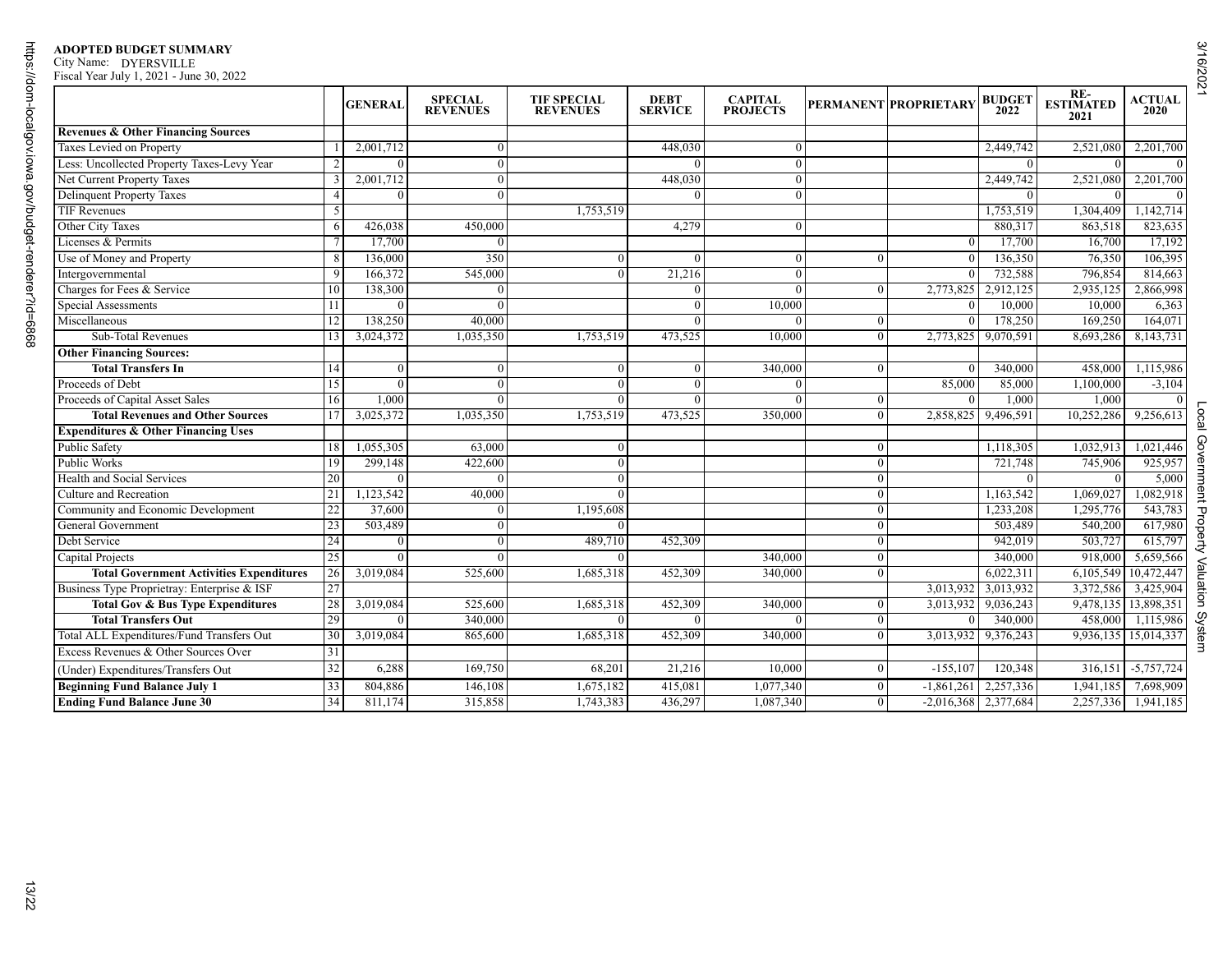**ADOPTED BUDGET SUMMARY**

City Name: DYERSVILLE

Fiscal Year July 1, 2021 - June 30, 2022

| | | GENERAL | SPECIAL REVENUES | TIF SPECIAL REVENUES | DEBT SERVICE | CAPITAL PROJECTS | PERMANENT | PROPRIETARY | BUDGET 2022 | RE-ESTIMATED 2021 | ACTUAL 2020 |
|---|---|---|---|---|---|---|---|---|---|---|---|
| **Revenues & Other Financing Sources** | | | | | | | | | | | |
| Taxes Levied on Property | 1 | 2,001,712 | 0 | | 448,030 | 0 | | | 2,449,742 | 2,521,080 | 2,201,700 |
| Less: Uncollected Property Taxes-Levy Year | 2 | 0 | 0 | | 0 | 0 | | | 0 | 0 | 0 |
| Net Current Property Taxes | 3 | 2,001,712 | 0 | | 448,030 | 0 | | | 2,449,742 | 2,521,080 | 2,201,700 |
| Delinquent Property Taxes | 4 | 0 | 0 | | 0 | 0 | | | 0 | 0 | 0 |
| TIF Revenues | 5 | | | 1,753,519 | | | | | 1,753,519 | 1,304,409 | 1,142,714 |
| Other City Taxes | 6 | 426,038 | 450,000 | | 4,279 | 0 | | | 880,317 | 863,518 | 823,635 |
| Licenses & Permits | 7 | 17,700 | 0 | | | | | 0 | 17,700 | 16,700 | 17,192 |
| Use of Money and Property | 8 | 136,000 | 350 | 0 | 0 | 0 | 0 | 0 | 136,350 | 76,350 | 106,395 |
| Intergovernmental | 9 | 166,372 | 545,000 | 0 | 21,216 | 0 | | 0 | 732,588 | 796,854 | 814,663 |
| Charges for Fees & Service | 10 | 138,300 | 0 | | 0 | 0 | 0 | 2,773,825 | 2,912,125 | 2,935,125 | 2,866,998 |
| Special Assessments | 11 | 0 | 0 | | 0 | 10,000 | | 0 | 10,000 | 10,000 | 6,363 |
| Miscellaneous | 12 | 138,250 | 40,000 | | 0 | 0 | 0 | 0 | 178,250 | 169,250 | 164,071 |
| Sub-Total Revenues | 13 | 3,024,372 | 1,035,350 | 1,753,519 | 473,525 | 10,000 | 0 | 2,773,825 | 9,070,591 | 8,693,286 | 8,143,731 |
| **Other Financing Sources:** | | | | | | | | | | | |
| **Total Transfers In** | 14 | 0 | 0 | 0 | 0 | 340,000 | 0 | 0 | 340,000 | 458,000 | 1,115,986 |
| Proceeds of Debt | 15 | 0 | 0 | 0 | 0 | 0 | | 85,000 | 85,000 | 1,100,000 | -3,104 |
| Proceeds of Capital Asset Sales | 16 | 1,000 | 0 | 0 | 0 | 0 | 0 | 0 | 1,000 | 1,000 | 0 |
| **Total Revenues and Other Sources** | 17 | 3,025,372 | 1,035,350 | 1,753,519 | 473,525 | 350,000 | 0 | 2,858,825 | 9,496,591 | 10,252,286 | 9,256,613 |
| **Expenditures & Other Financing Uses** | | | | | | | | | | | |
| Public Safety | 18 | 1,055,305 | 63,000 | 0 | | | 0 | | 1,118,305 | 1,032,913 | 1,021,446 |
| Public Works | 19 | 299,148 | 422,600 | 0 | | | 0 | | 721,748 | 745,906 | 925,957 |
| Health and Social Services | 20 | 0 | 0 | 0 | | | 0 | | 0 | 0 | 5,000 |
| Culture and Recreation | 21 | 1,123,542 | 40,000 | 0 | | | 0 | | 1,163,542 | 1,069,027 | 1,082,918 |
| Community and Economic Development | 22 | 37,600 | 0 | 1,195,608 | | | 0 | | 1,233,208 | 1,295,776 | 543,783 |
| General Government | 23 | 503,489 | 0 | 0 | | | 0 | | 503,489 | 540,200 | 617,980 |
| Debt Service | 24 | 0 | 0 | 489,710 | 452,309 | | 0 | | 942,019 | 503,727 | 615,797 |
| Capital Projects | 25 | 0 | 0 | 0 | | 340,000 | 0 | | 340,000 | 918,000 | 5,659,566 |
| **Total Government Activities Expenditures** | 26 | 3,019,084 | 525,600 | 1,685,318 | 452,309 | 340,000 | 0 | | 6,022,311 | 6,105,549 | 10,472,447 |
| Business Type Proprietray: Enterprise & ISF | 27 | | | | | | | 3,013,932 | 3,013,932 | 3,372,586 | 3,425,904 |
| **Total Gov & Bus Type Expenditures** | 28 | 3,019,084 | 525,600 | 1,685,318 | 452,309 | 340,000 | 0 | 3,013,932 | 9,036,243 | 9,478,135 | 13,898,351 |
| **Total Transfers Out** | 29 | 0 | 340,000 | 0 | 0 | 0 | 0 | 0 | 340,000 | 458,000 | 1,115,986 |
| Total ALL Expenditures/Fund Transfers Out | 30 | 3,019,084 | 865,600 | 1,685,318 | 452,309 | 340,000 | 0 | 3,013,932 | 9,376,243 | 9,936,135 | 15,014,337 |
| Excess Revenues & Other Sources Over | 31 | | | | | | | | | | |
| (Under) Expenditures/Transfers Out | 32 | 6,288 | 169,750 | 68,201 | 21,216 | 10,000 | 0 | -155,107 | 120,348 | 316,151 | -5,757,724 |
| **Beginning Fund Balance July 1** | 33 | 804,886 | 146,108 | 1,675,182 | 415,081 | 1,077,340 | 0 | -1,861,261 | 2,257,336 | 1,941,185 | 7,698,909 |
| **Ending Fund Balance June 30** | 34 | 811,174 | 315,858 | 1,743,383 | 436,297 | 1,087,340 | 0 | -2,016,368 | 2,377,684 | 2,257,336 | 1,941,185 |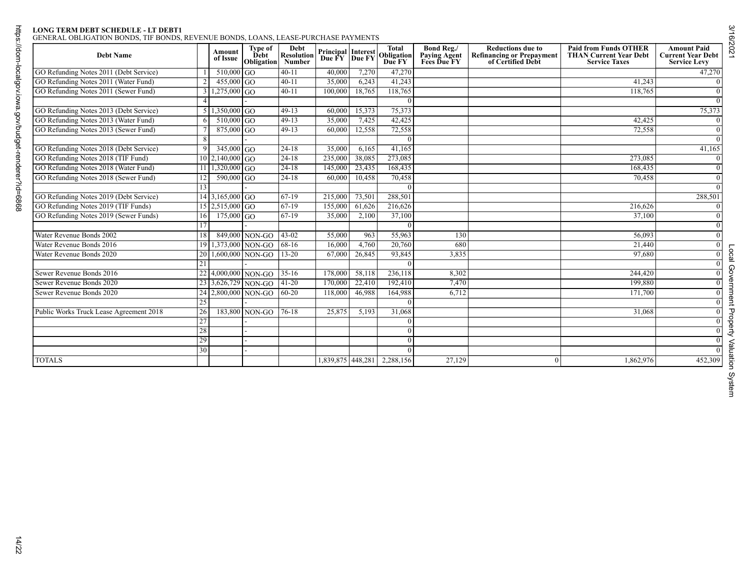**LONG TERM DEBT SCHEDULE - LT DEBT1**
GENERAL OBLIGATION BONDS, TIF BONDS, REVENUE BONDS, LOANS, LEASE-PURCHASE PAYMENTS

| Debt Name | | Amount of Issue | Type of Debt Obligation | Debt Resolution Number | Principal Due FY | Interest Due FY | Total Obligation Due FY | Bond Reg./ Paying Agent Fees Due FY | Reductions due to Refinancing or Prepayment of Certified Debt | Paid from Funds OTHER THAN Current Year Debt Service Taxes | Amount Paid Current Year Debt Service Levy |
|---|---|---|---|---|---|---|---|---|---|---|---|
| GO Refunding Notes 2011 (Debt Service) | 1 | 510,000 | GO | 40-11 | 40,000 | 7,270 | 47,270 | | | | 47,270 |
| GO Refunding Notes 2011 (Water Fund) | 2 | 455,000 | GO | 40-11 | 35,000 | 6,243 | 41,243 | | | 41,243 | 0 |
| GO Refunding Notes 2011 (Sewer Fund) | 3 | 1,275,000 | GO | 40-11 | 100,000 | 18,765 | 118,765 | | | 118,765 | 0 |
| | 4 | | - | | | | 0 | | | | 0 |
| GO Refunding Notes 2013 (Debt Service) | 5 | 1,350,000 | GO | 49-13 | 60,000 | 15,373 | 75,373 | | | | 75,373 |
| GO Refunding Notes 2013 (Water Fund) | 6 | 510,000 | GO | 49-13 | 35,000 | 7,425 | 42,425 | | | 42,425 | 0 |
| GO Refunding Notes 2013 (Sewer Fund) | 7 | 875,000 | GO | 49-13 | 60,000 | 12,558 | 72,558 | | | 72,558 | 0 |
| | 8 | | - | | | | 0 | | | | 0 |
| GO Refunding Notes 2018 (Debt Service) | 9 | 345,000 | GO | 24-18 | 35,000 | 6,165 | 41,165 | | | | 41,165 |
| GO Refunding Notes 2018 (TIF Fund) | 10 | 2,140,000 | GO | 24-18 | 235,000 | 38,085 | 273,085 | | | 273,085 | 0 |
| GO Refunding Notes 2018 (Water Fund) | 11 | 1,320,000 | GO | 24-18 | 145,000 | 23,435 | 168,435 | | | 168,435 | 0 |
| GO Refunding Notes 2018 (Sewer Fund) | 12 | 590,000 | GO | 24-18 | 60,000 | 10,458 | 70,458 | | | 70,458 | 0 |
| | 13 | | - | | | | 0 | | | | 0 |
| GO Refunding Notes 2019 (Debt Service) | 14 | 3,165,000 | GO | 67-19 | 215,000 | 73,501 | 288,501 | | | | 288,501 |
| GO Refunding Notes 2019 (TIF Funds) | 15 | 2,515,000 | GO | 67-19 | 155,000 | 61,626 | 216,626 | | | 216,626 | 0 |
| GO Refunding Notes 2019 (Sewer Funds) | 16 | 175,000 | GO | 67-19 | 35,000 | 2,100 | 37,100 | | | 37,100 | 0 |
| | 17 | | - | | | | 0 | | | | 0 |
| Water Revenue Bonds 2002 | 18 | 849,000 | NON-GO | 43-02 | 55,000 | 963 | 55,963 | 130 | | 56,093 | 0 |
| Water Revenue Bonds 2016 | 19 | 1,373,000 | NON-GO | 68-16 | 16,000 | 4,760 | 20,760 | 680 | | 21,440 | 0 |
| Water Revenue Bonds 2020 | 20 | 1,600,000 | NON-GO | 13-20 | 67,000 | 26,845 | 93,845 | 3,835 | | 97,680 | 0 |
| | 21 | | - | | | | 0 | | | | 0 |
| Sewer Revenue Bonds 2016 | 22 | 4,000,000 | NON-GO | 35-16 | 178,000 | 58,118 | 236,118 | 8,302 | | 244,420 | 0 |
| Sewer Revenue Bonds 2020 | 23 | 3,626,729 | NON-GO | 41-20 | 170,000 | 22,410 | 192,410 | 7,470 | | 199,880 | 0 |
| Sewer Revenue Bonds 2020 | 24 | 2,800,000 | NON-GO | 60-20 | 118,000 | 46,988 | 164,988 | 6,712 | | 171,700 | 0 |
| | 25 | | - | | | | 0 | | | | 0 |
| Public Works Truck Lease Agreement 2018 | 26 | 183,800 | NON-GO | 76-18 | 25,875 | 5,193 | 31,068 | | | 31,068 | 0 |
| | 27 | | - | | | | 0 | | | | 0 |
| | 28 | | - | | | | 0 | | | | 0 |
| | 29 | | - | | | | 0 | | | | 0 |
| | 30 | | - | | | | 0 | | | | 0 |
| TOTALS | | | | | 1,839,875 | 448,281 | 2,288,156 | 27,129 | 0 | 1,862,976 | 452,309 |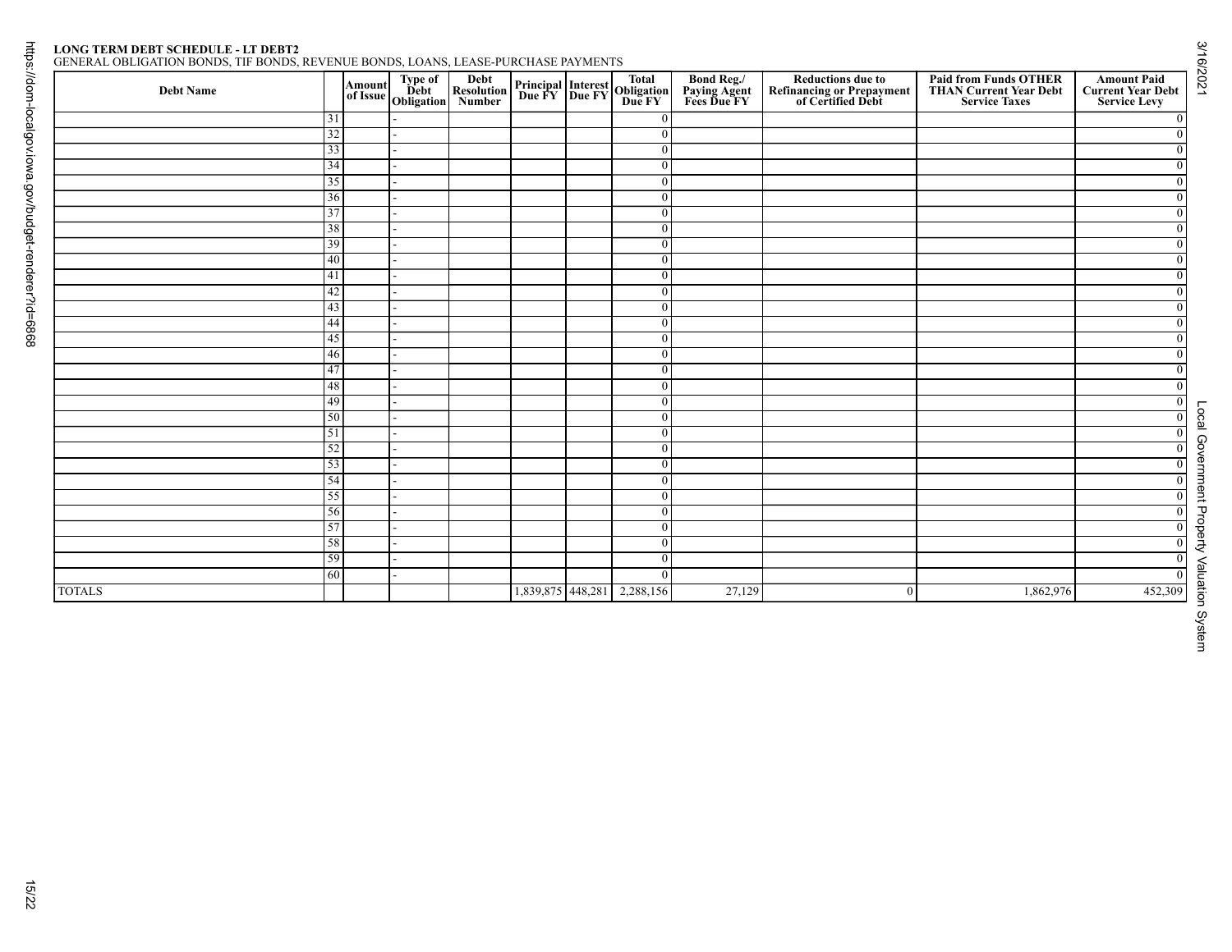**LONG TERM DEBT SCHEDULE - LT DEBT2**
GENERAL OBLIGATION BONDS, TIF BONDS, REVENUE BONDS, LOANS, LEASE-PURCHASE PAYMENTS

| Debt Name | | Amount of Issue | Type of Debt Obligation | Debt Resolution Number | Principal Due FY | Interest Due FY | Total Obligation Due FY | Bond Reg./ Paying Agent Fees Due FY | Reductions due to Refinancing or Prepayment of Certified Debt | Paid from Funds OTHER THAN Current Year Debt Service Taxes | Amount Paid Current Year Debt Service Levy |
|---|---|---|---|---|---|---|---|---|---|---|---|
| | 31 | | - | | | | 0 | | | | 0 |
| | 32 | | - | | | | 0 | | | | 0 |
| | 33 | | - | | | | 0 | | | | 0 |
| | 34 | | - | | | | 0 | | | | 0 |
| | 35 | | - | | | | 0 | | | | 0 |
| | 36 | | - | | | | 0 | | | | 0 |
| | 37 | | - | | | | 0 | | | | 0 |
| | 38 | | - | | | | 0 | | | | 0 |
| | 39 | | - | | | | 0 | | | | 0 |
| | 40 | | - | | | | 0 | | | | 0 |
| | 41 | | - | | | | 0 | | | | 0 |
| | 42 | | - | | | | 0 | | | | 0 |
| | 43 | | - | | | | 0 | | | | 0 |
| | 44 | | - | | | | 0 | | | | 0 |
| | 45 | | - | | | | 0 | | | | 0 |
| | 46 | | - | | | | 0 | | | | 0 |
| | 47 | | - | | | | 0 | | | | 0 |
| | 48 | | - | | | | 0 | | | | 0 |
| | 49 | | - | | | | 0 | | | | 0 |
| | 50 | | - | | | | 0 | | | | 0 |
| | 51 | | - | | | | 0 | | | | 0 |
| | 52 | | - | | | | 0 | | | | 0 |
| | 53 | | - | | | | 0 | | | | 0 |
| | 54 | | - | | | | 0 | | | | 0 |
| | 55 | | - | | | | 0 | | | | 0 |
| | 56 | | - | | | | 0 | | | | 0 |
| | 57 | | - | | | | 0 | | | | 0 |
| | 58 | | - | | | | 0 | | | | 0 |
| | 59 | | - | | | | 0 | | | | 0 |
| | 60 | | - | | | | 0 | | | | 0 |
| TOTALS | | | | | 1,839,875 | 448,281 | 2,288,156 | 27,129 | 0 | 1,862,976 | 452,309 |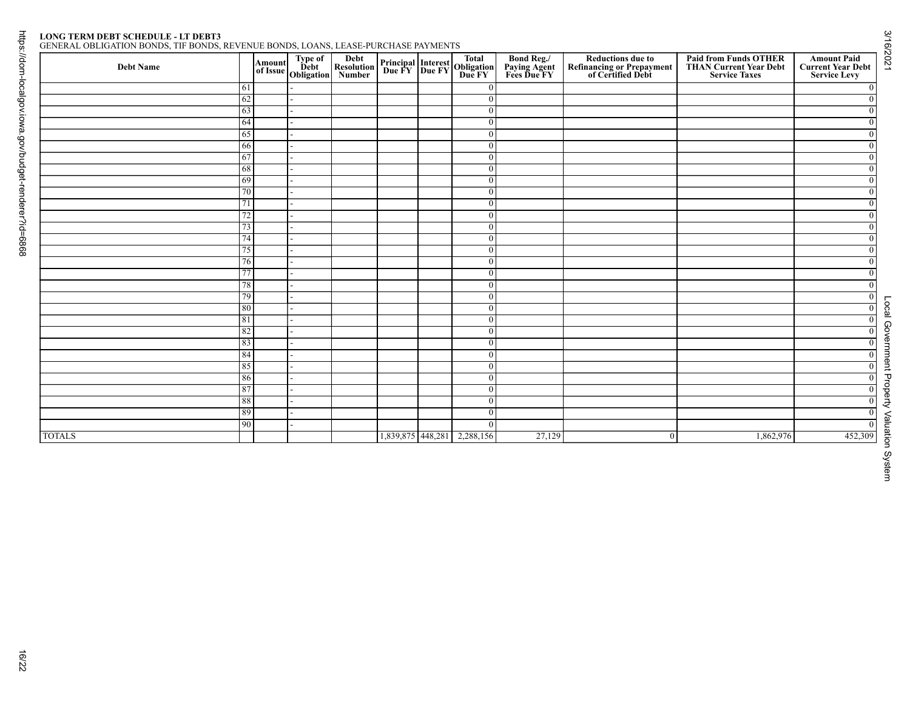**LONG TERM DEBT SCHEDULE - LT DEBT3**
GENERAL OBLIGATION BONDS, TIF BONDS, REVENUE BONDS, LOANS, LEASE-PURCHASE PAYMENTS

| Debt Name | | Amount of Issue | Type of Debt Obligation | Debt Resolution Number | Principal Due FY | Interest Due FY | Total Obligation Due FY | Bond Reg./ Paying Agent Fees Due FY | Reductions due to Refinancing or Prepayment of Certified Debt | Paid from Funds OTHER THAN Current Year Debt Service Taxes | Amount Paid Current Year Debt Service Levy |
|---|---|---|---|---|---|---|---|---|---|---|---|
| | 61 | | - | | | | 0 | | | | 0 |
| | 62 | | - | | | | 0 | | | | 0 |
| | 63 | | - | | | | 0 | | | | 0 |
| | 64 | | - | | | | 0 | | | | 0 |
| | 65 | | - | | | | 0 | | | | 0 |
| | 66 | | - | | | | 0 | | | | 0 |
| | 67 | | - | | | | 0 | | | | 0 |
| | 68 | | - | | | | 0 | | | | 0 |
| | 69 | | - | | | | 0 | | | | 0 |
| | 70 | | - | | | | 0 | | | | 0 |
| | 71 | | - | | | | 0 | | | | 0 |
| | 72 | | - | | | | 0 | | | | 0 |
| | 73 | | - | | | | 0 | | | | 0 |
| | 74 | | - | | | | 0 | | | | 0 |
| | 75 | | - | | | | 0 | | | | 0 |
| | 76 | | - | | | | 0 | | | | 0 |
| | 77 | | - | | | | 0 | | | | 0 |
| | 78 | | - | | | | 0 | | | | 0 |
| | 79 | | - | | | | 0 | | | | 0 |
| | 80 | | - | | | | 0 | | | | 0 |
| | 81 | | - | | | | 0 | | | | 0 |
| | 82 | | - | | | | 0 | | | | 0 |
| | 83 | | - | | | | 0 | | | | 0 |
| | 84 | | - | | | | 0 | | | | 0 |
| | 85 | | - | | | | 0 | | | | 0 |
| | 86 | | - | | | | 0 | | | | 0 |
| | 87 | | - | | | | 0 | | | | 0 |
| | 88 | | - | | | | 0 | | | | 0 |
| | 89 | | - | | | | 0 | | | | 0 |
| | 90 | | - | | | | 0 | | | | 0 |
| TOTALS | | | | | 1,839,875 | 448,281 | 2,288,156 | 27,129 | 0 | 1,862,976 | 452,309 |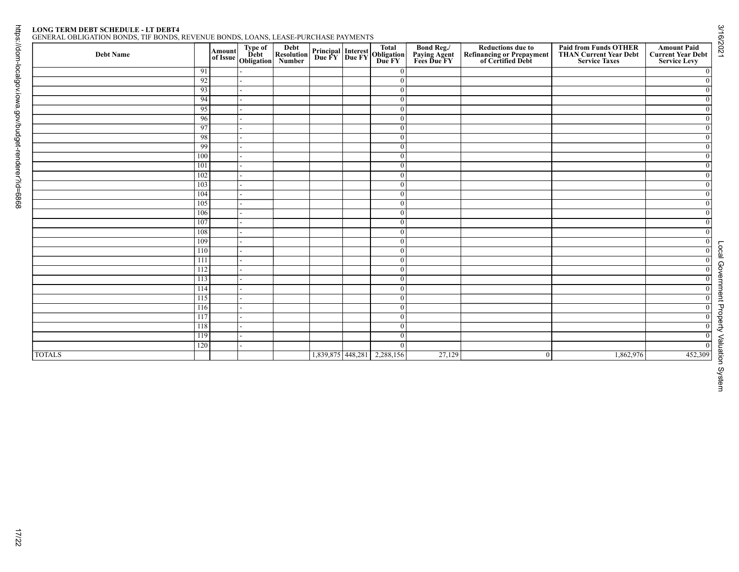**LONG TERM DEBT SCHEDULE - LT DEBT4**
GENERAL OBLIGATION BONDS, TIF BONDS, REVENUE BONDS, LOANS, LEASE-PURCHASE PAYMENTS

| Debt Name | | Amount of Issue | Type of Debt Obligation | Debt Resolution Number | Principal Due FY | Interest Due FY | Total Obligation Due FY | Bond Reg./ Paying Agent Fees Due FY | Reductions due to Refinancing or Prepayment of Certified Debt | Paid from Funds OTHER THAN Current Year Debt Service Taxes | Amount Paid Current Year Debt Service Levy |
|---|---|---|---|---|---|---|---|---|---|---|---|
| | 91 | | - | | | | 0 | | | | 0 |
| | 92 | | - | | | | 0 | | | | 0 |
| | 93 | | - | | | | 0 | | | | 0 |
| | 94 | | - | | | | 0 | | | | 0 |
| | 95 | | - | | | | 0 | | | | 0 |
| | 96 | | - | | | | 0 | | | | 0 |
| | 97 | | - | | | | 0 | | | | 0 |
| | 98 | | - | | | | 0 | | | | 0 |
| | 99 | | - | | | | 0 | | | | 0 |
| | 100 | | - | | | | 0 | | | | 0 |
| | 101 | | - | | | | 0 | | | | 0 |
| | 102 | | - | | | | 0 | | | | 0 |
| | 103 | | - | | | | 0 | | | | 0 |
| | 104 | | - | | | | 0 | | | | 0 |
| | 105 | | - | | | | 0 | | | | 0 |
| | 106 | | - | | | | 0 | | | | 0 |
| | 107 | | - | | | | 0 | | | | 0 |
| | 108 | | - | | | | 0 | | | | 0 |
| | 109 | | - | | | | 0 | | | | 0 |
| | 110 | | - | | | | 0 | | | | 0 |
| | 111 | | - | | | | 0 | | | | 0 |
| | 112 | | - | | | | 0 | | | | 0 |
| | 113 | | - | | | | 0 | | | | 0 |
| | 114 | | - | | | | 0 | | | | 0 |
| | 115 | | - | | | | 0 | | | | 0 |
| | 116 | | - | | | | 0 | | | | 0 |
| | 117 | | - | | | | 0 | | | | 0 |
| | 118 | | - | | | | 0 | | | | 0 |
| | 119 | | - | | | | 0 | | | | 0 |
| | 120 | | - | | | | 0 | | | | 0 |
| TOTALS | | | | | 1,839,875 | 448,281 | 2,288,156 | 27,129 | 0 | 1,862,976 | 452,309 |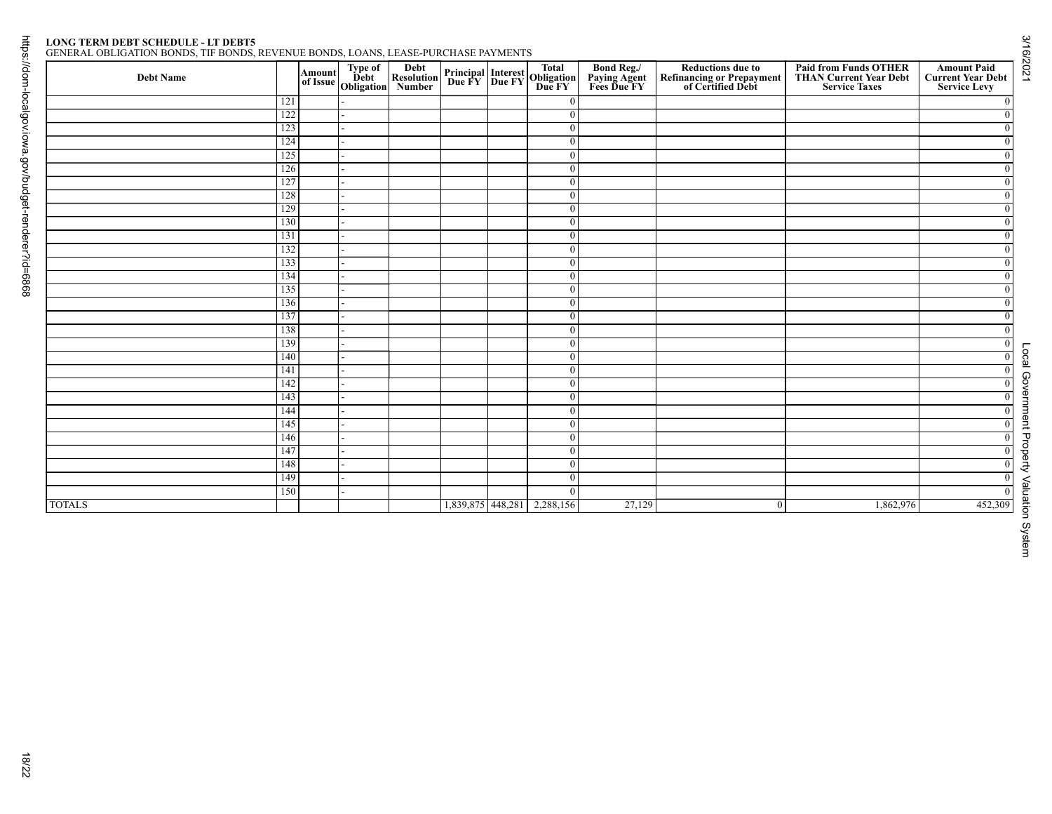**LONG TERM DEBT SCHEDULE - LT DEBT5**

GENERAL OBLIGATION BONDS, TIF BONDS, REVENUE BONDS, LOANS, LEASE-PURCHASE PAYMENTS

| Debt Name | | Amount of Issue | Type of Debt Obligation | Debt Resolution Number | Principal Due FY | Interest Due FY | Total Obligation Due FY | Bond Reg./ Paying Agent Fees Due FY | Reductions due to Refinancing or Prepayment of Certified Debt | Paid from Funds OTHER THAN Current Year Debt Service Taxes | Amount Paid Current Year Debt Service Levy |
|---|---|---|---|---|---|---|---|---|---|---|---|
| | 121 | | - | | | | 0 | | | | 0 |
| | 122 | | - | | | | 0 | | | | 0 |
| | 123 | | - | | | | 0 | | | | 0 |
| | 124 | | - | | | | 0 | | | | 0 |
| | 125 | | - | | | | 0 | | | | 0 |
| | 126 | | - | | | | 0 | | | | 0 |
| | 127 | | - | | | | 0 | | | | 0 |
| | 128 | | - | | | | 0 | | | | 0 |
| | 129 | | - | | | | 0 | | | | 0 |
| | 130 | | - | | | | 0 | | | | 0 |
| | 131 | | - | | | | 0 | | | | 0 |
| | 132 | | - | | | | 0 | | | | 0 |
| | 133 | | - | | | | 0 | | | | 0 |
| | 134 | | - | | | | 0 | | | | 0 |
| | 135 | | - | | | | 0 | | | | 0 |
| | 136 | | - | | | | 0 | | | | 0 |
| | 137 | | - | | | | 0 | | | | 0 |
| | 138 | | - | | | | 0 | | | | 0 |
| | 139 | | - | | | | 0 | | | | 0 |
| | 140 | | - | | | | 0 | | | | 0 |
| | 141 | | - | | | | 0 | | | | 0 |
| | 142 | | - | | | | 0 | | | | 0 |
| | 143 | | - | | | | 0 | | | | 0 |
| | 144 | | - | | | | 0 | | | | 0 |
| | 145 | | - | | | | 0 | | | | 0 |
| | 146 | | - | | | | 0 | | | | 0 |
| | 147 | | - | | | | 0 | | | | 0 |
| | 148 | | - | | | | 0 | | | | 0 |
| | 149 | | - | | | | 0 | | | | 0 |
| | 150 | | - | | | | 0 | | | | 0 |
| TOTALS | | | | | 1,839,875 | 448,281 | 2,288,156 | 27,129 | 0 | 1,862,976 | 452,309 |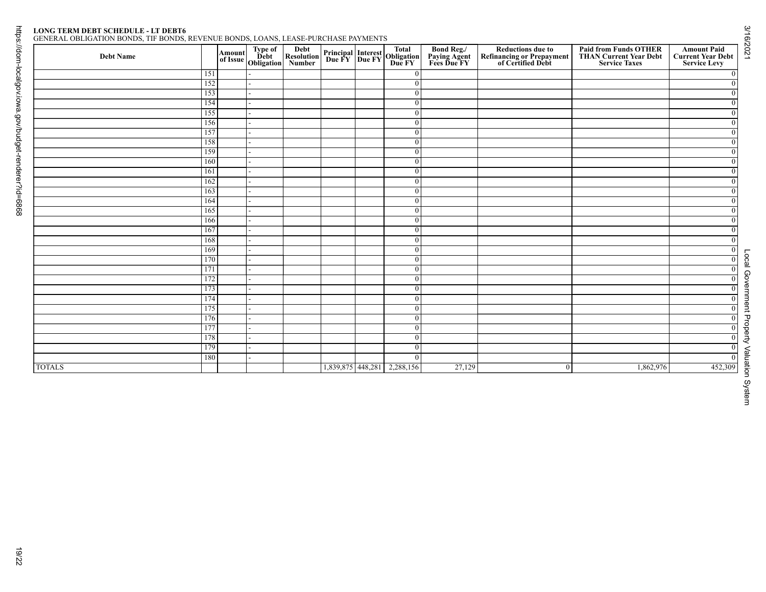**LONG TERM DEBT SCHEDULE - LT DEBT6**
GENERAL OBLIGATION BONDS, TIF BONDS, REVENUE BONDS, LOANS, LEASE-PURCHASE PAYMENTS

| Debt Name | | Amount of Issue | Type of Debt Obligation | Debt Resolution Number | Principal Due FY | Interest Due FY | Total Obligation Due FY | Bond Reg./ Paying Agent Fees Due FY | Reductions due to Refinancing or Prepayment of Certified Debt | Paid from Funds OTHER THAN Current Year Debt Service Taxes | Amount Paid Current Year Debt Service Levy |
|---|---|---|---|---|---|---|---|---|---|---|---|
| | 151 | | - | | | | 0 | | | | 0 |
| | 152 | | - | | | | 0 | | | | 0 |
| | 153 | | - | | | | 0 | | | | 0 |
| | 154 | | - | | | | 0 | | | | 0 |
| | 155 | | - | | | | 0 | | | | 0 |
| | 156 | | - | | | | 0 | | | | 0 |
| | 157 | | - | | | | 0 | | | | 0 |
| | 158 | | - | | | | 0 | | | | 0 |
| | 159 | | - | | | | 0 | | | | 0 |
| | 160 | | - | | | | 0 | | | | 0 |
| | 161 | | - | | | | 0 | | | | 0 |
| | 162 | | - | | | | 0 | | | | 0 |
| | 163 | | - | | | | 0 | | | | 0 |
| | 164 | | - | | | | 0 | | | | 0 |
| | 165 | | - | | | | 0 | | | | 0 |
| | 166 | | - | | | | 0 | | | | 0 |
| | 167 | | - | | | | 0 | | | | 0 |
| | 168 | | - | | | | 0 | | | | 0 |
| | 169 | | - | | | | 0 | | | | 0 |
| | 170 | | - | | | | 0 | | | | 0 |
| | 171 | | - | | | | 0 | | | | 0 |
| | 172 | | - | | | | 0 | | | | 0 |
| | 173 | | - | | | | 0 | | | | 0 |
| | 174 | | - | | | | 0 | | | | 0 |
| | 175 | | - | | | | 0 | | | | 0 |
| | 176 | | - | | | | 0 | | | | 0 |
| | 177 | | - | | | | 0 | | | | 0 |
| | 178 | | - | | | | 0 | | | | 0 |
| | 179 | | - | | | | 0 | | | | 0 |
| | 180 | | - | | | | 0 | | | | 0 |
| TOTALS | | | | | 1,839,875 | 448,281 | 2,288,156 | 27,129 | 0 | 1,862,976 | 452,309 |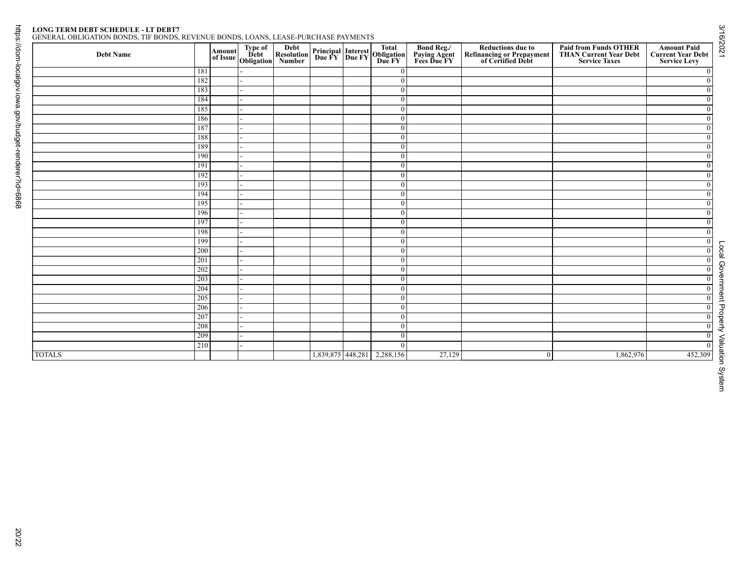**LONG TERM DEBT SCHEDULE - LT DEBT7**
GENERAL OBLIGATION BONDS, TIF BONDS, REVENUE BONDS, LOANS, LEASE-PURCHASE PAYMENTS

| Debt Name | | Amount of Issue | Type of Debt Obligation | Debt Resolution Number | Principal Due FY | Interest Due FY | Total Obligation Due FY | Bond Reg./ Paying Agent Fees Due FY | Reductions due to Refinancing or Prepayment of Certified Debt | Paid from Funds OTHER THAN Current Year Debt Service Taxes | Amount Paid Current Year Debt Service Levy |
|---|---|---|---|---|---|---|---|---|---|---|---|
| | 181 | | - | | | | 0 | | | | 0 |
| | 182 | | - | | | | 0 | | | | 0 |
| | 183 | | - | | | | 0 | | | | 0 |
| | 184 | | - | | | | 0 | | | | 0 |
| | 185 | | - | | | | 0 | | | | 0 |
| | 186 | | - | | | | 0 | | | | 0 |
| | 187 | | - | | | | 0 | | | | 0 |
| | 188 | | - | | | | 0 | | | | 0 |
| | 189 | | - | | | | 0 | | | | 0 |
| | 190 | | - | | | | 0 | | | | 0 |
| | 191 | | - | | | | 0 | | | | 0 |
| | 192 | | - | | | | 0 | | | | 0 |
| | 193 | | - | | | | 0 | | | | 0 |
| | 194 | | - | | | | 0 | | | | 0 |
| | 195 | | - | | | | 0 | | | | 0 |
| | 196 | | - | | | | 0 | | | | 0 |
| | 197 | | - | | | | 0 | | | | 0 |
| | 198 | | - | | | | 0 | | | | 0 |
| | 199 | | - | | | | 0 | | | | 0 |
| | 200 | | - | | | | 0 | | | | 0 |
| | 201 | | - | | | | 0 | | | | 0 |
| | 202 | | - | | | | 0 | | | | 0 |
| | 203 | | - | | | | 0 | | | | 0 |
| | 204 | | - | | | | 0 | | | | 0 |
| | 205 | | - | | | | 0 | | | | 0 |
| | 206 | | - | | | | 0 | | | | 0 |
| | 207 | | - | | | | 0 | | | | 0 |
| | 208 | | - | | | | 0 | | | | 0 |
| | 209 | | - | | | | 0 | | | | 0 |
| | 210 | | - | | | | 0 | | | | 0 |
| TOTALS | | | | | 1,839,875 | 448,281 | 2,288,156 | 27,129 | 0 | 1,862,976 | 452,309 |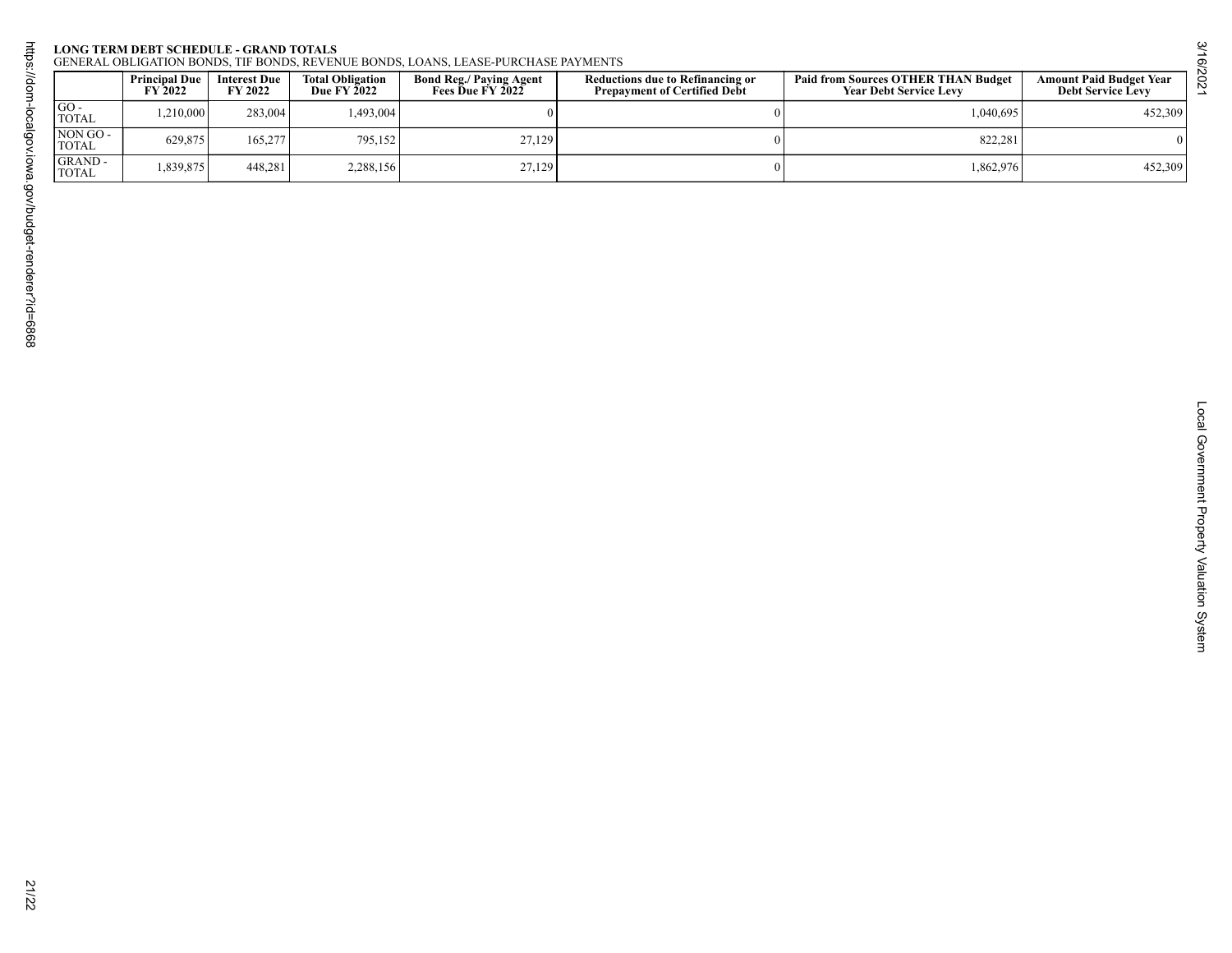**LONG TERM DEBT SCHEDULE - GRAND TOTALS**
GENERAL OBLIGATION BONDS, TIF BONDS, REVENUE BONDS, LOANS, LEASE-PURCHASE PAYMENTS

| | Principal Due FY 2022 | Interest Due FY 2022 | Total Obligation Due FY 2022 | Bond Reg./ Paying Agent Fees Due FY 2022 | Reductions due to Refinancing or Prepayment of Certified Debt | Paid from Sources OTHER THAN Budget Year Debt Service Levy | Amount Paid Budget Year Debt Service Levy |
|---|---|---|---|---|---|---|---|
| GO - TOTAL | 1,210,000 | 283,004 | 1,493,004 | 0 | 0 | 1,040,695 | 452,309 |
| NON GO - TOTAL | 629,875 | 165,277 | 795,152 | 27,129 | 0 | 822,281 | 0 |
| GRAND - TOTAL | 1,839,875 | 448,281 | 2,288,156 | 27,129 | 0 | 1,862,976 | 452,309 |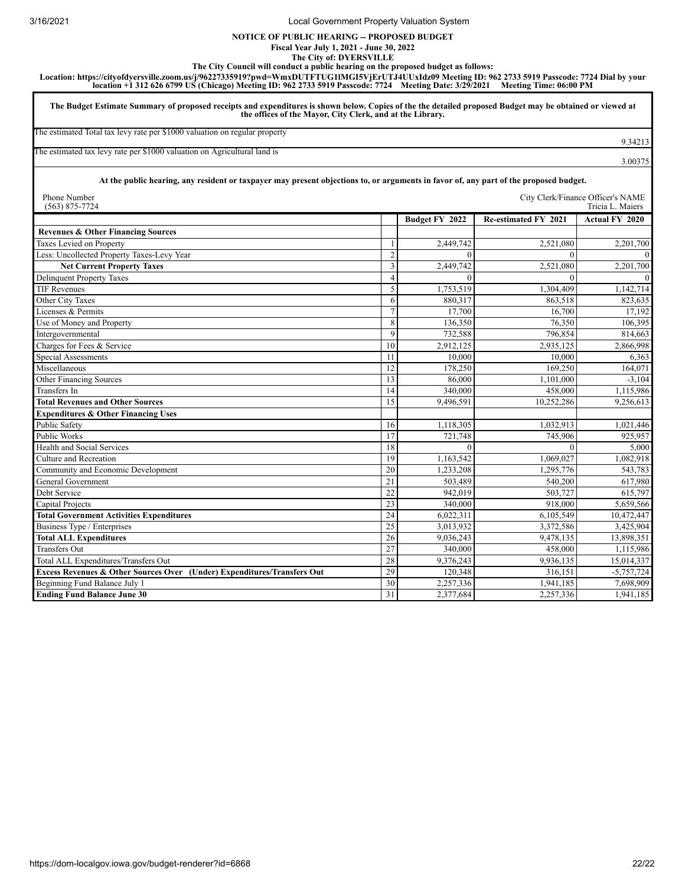# NOTICE OF PUBLIC HEARING -- PROPOSED BUDGET

**Fiscal Year July 1, 2021 - June 30, 2022**

**The City of: DYERSVILLE**

**The City Council will conduct a public hearing on the proposed budget as follows:**

**Location: https://cityofdyersville.zoom.us/j/96227335919?pwd=WmxDUTFTUG1lMGI5VjErUTJ4UUxIdz09 Meeting ID: 962 2733 5919 Passcode: 7724 Dial by your location +1 312 626 6799 US (Chicago) Meeting ID: 962 2733 5919 Passcode: 7724 Meeting Date: 3/29/2021 Meeting Time: 06:00 PM**

**The Budget Estimate Summary of proposed receipts and expenditures is shown below. Copies of the the detailed proposed Budget may be obtained or viewed at the offices of the Mayor, City Clerk, and at the Library.**

The estimated Total tax levy rate per $1000 valuation on regular property: 9.34213

The estimated tax levy rate per $1000 valuation on Agricultural land is: 3.00375

**At the public hearing, any resident or taxpayer may present objections to, or arguments in favor of, any part of the proposed budget.**

Phone Number: (563) 875-7724

City Clerk/Finance Officer's NAME: Tricia L. Maiers

| | | Budget FY 2022 | Re-estimated FY 2021 | Actual FY 2020 |
|---|---|---|---|---|
| **Revenues & Other Financing Sources** | | | | |
| Taxes Levied on Property | 1 | 2,449,742 | 2,521,080 | 2,201,700 |
| Less: Uncollected Property Taxes-Levy Year | 2 | 0 | 0 | 0 |
| **Net Current Property Taxes** | 3 | 2,449,742 | 2,521,080 | 2,201,700 |
| Delinquent Property Taxes | 4 | 0 | 0 | 0 |
| TIF Revenues | 5 | 1,753,519 | 1,304,409 | 1,142,714 |
| Other City Taxes | 6 | 880,317 | 863,518 | 823,635 |
| Licenses & Permits | 7 | 17,700 | 16,700 | 17,192 |
| Use of Money and Property | 8 | 136,350 | 76,350 | 106,395 |
| Intergovernmental | 9 | 732,588 | 796,854 | 814,663 |
| Charges for Fees & Service | 10 | 2,912,125 | 2,935,125 | 2,866,998 |
| Special Assessments | 11 | 10,000 | 10,000 | 6,363 |
| Miscellaneous | 12 | 178,250 | 169,250 | 164,071 |
| Other Financing Sources | 13 | 86,000 | 1,101,000 | -3,104 |
| Transfers In | 14 | 340,000 | 458,000 | 1,115,986 |
| **Total Revenues and Other Sources** | 15 | 9,496,591 | 10,252,286 | 9,256,613 |
| **Expenditures & Other Financing Uses** | | | | |
| Public Safety | 16 | 1,118,305 | 1,032,913 | 1,021,446 |
| Public Works | 17 | 721,748 | 745,906 | 925,957 |
| Health and Social Services | 18 | 0 | 0 | 5,000 |
| Culture and Recreation | 19 | 1,163,542 | 1,069,027 | 1,082,918 |
| Community and Economic Development | 20 | 1,233,208 | 1,295,776 | 543,783 |
| General Government | 21 | 503,489 | 540,200 | 617,980 |
| Debt Service | 22 | 942,019 | 503,727 | 615,797 |
| Capital Projects | 23 | 340,000 | 918,000 | 5,659,566 |
| **Total Government Activities Expenditures** | 24 | 6,022,311 | 6,105,549 | 10,472,447 |
| Business Type / Enterprises | 25 | 3,013,932 | 3,372,586 | 3,425,904 |
| **Total ALL Expenditures** | 26 | 9,036,243 | 9,478,135 | 13,898,351 |
| Transfers Out | 27 | 340,000 | 458,000 | 1,115,986 |
| Total ALL Expenditures/Transfers Out | 28 | 9,376,243 | 9,936,135 | 15,014,337 |
| **Excess Revenues & Other Sources Over (Under) Expenditures/Transfers Out** | 29 | 120,348 | 316,151 | -5,757,724 |
| Beginning Fund Balance July 1 | 30 | 2,257,336 | 1,941,185 | 7,698,909 |
| **Ending Fund Balance June 30** | 31 | 2,377,684 | 2,257,336 | 1,941,185 |